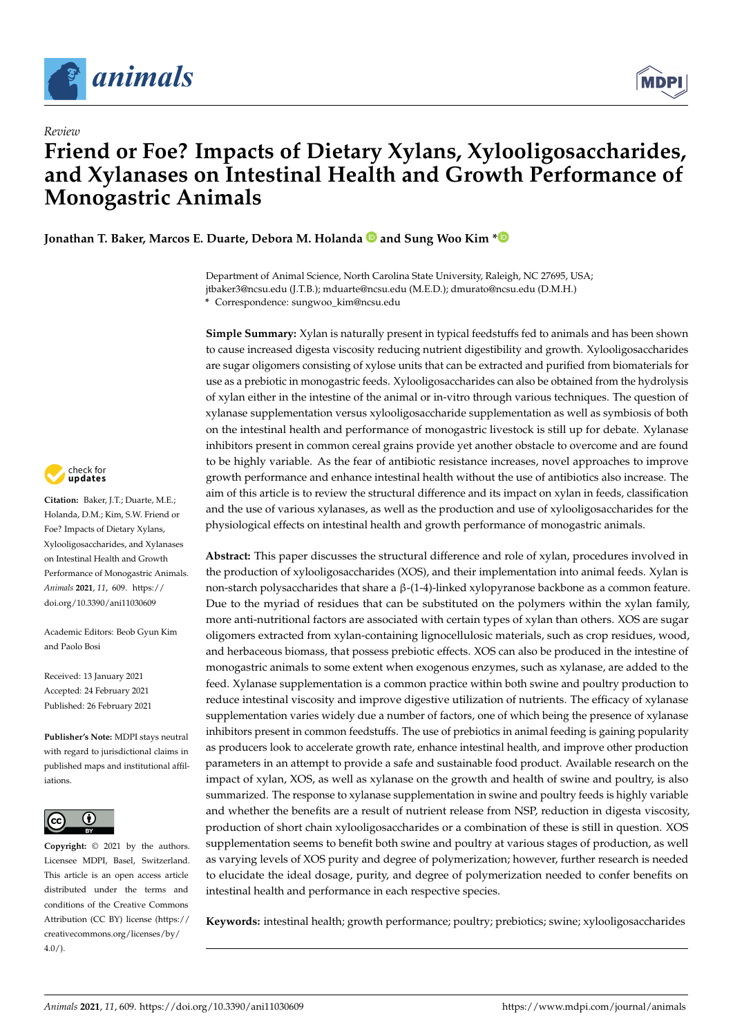*Review*

# Friend or Foe? Impacts of Dietary Xylans, Xylooligosaccharides, and Xylanases on Intestinal Health and Growth Performance of Monogastric Animals

**Jonathan T. Baker, Marcos E. Duarte, Debora M. Holanda and Sung Woo Kim ***

Department of Animal Science, North Carolina State University, Raleigh, NC 27695, USA; jtbaker3@ncsu.edu (J.T.B.); mduarte@ncsu.edu (M.E.D.); dmurato@ncsu.edu (D.M.H.)
* Correspondence: sungwoo_kim@ncsu.edu

**Simple Summary:** Xylan is naturally present in typical feedstuffs fed to animals and has been shown to cause increased digesta viscosity reducing nutrient digestibility and growth. Xylooligosaccharides are sugar oligomers consisting of xylose units that can be extracted and purified from biomaterials for use as a prebiotic in monogastric feeds. Xylooligosaccharides can also be obtained from the hydrolysis of xylan either in the intestine of the animal or in-vitro through various techniques. The question of xylanase supplementation versus xylooligosaccharide supplementation as well as symbiosis of both on the intestinal health and performance of monogastric livestock is still up for debate. Xylanase inhibitors present in common cereal grains provide yet another obstacle to overcome and are found to be highly variable. As the fear of antibiotic resistance increases, novel approaches to improve growth performance and enhance intestinal health without the use of antibiotics also increase. The aim of this article is to review the structural difference and its impact on xylan in feeds, classification and the use of various xylanases, as well as the production and use of xylooligosaccharides for the physiological effects on intestinal health and growth performance of monogastric animals.

**Abstract:** This paper discusses the structural difference and role of xylan, procedures involved in the production of xylooligosaccharides (XOS), and their implementation into animal feeds. Xylan is non-starch polysaccharides that share a β-(1-4)-linked xylopyranose backbone as a common feature. Due to the myriad of residues that can be substituted on the polymers within the xylan family, more anti-nutritional factors are associated with certain types of xylan than others. XOS are sugar oligomers extracted from xylan-containing lignocellulosic materials, such as crop residues, wood, and herbaceous biomass, that possess prebiotic effects. XOS can also be produced in the intestine of monogastric animals to some extent when exogenous enzymes, such as xylanase, are added to the feed. Xylanase supplementation is a common practice within both swine and poultry production to reduce intestinal viscosity and improve digestive utilization of nutrients. The efficacy of xylanase supplementation varies widely due a number of factors, one of which being the presence of xylanase inhibitors present in common feedstuffs. The use of prebiotics in animal feeding is gaining popularity as producers look to accelerate growth rate, enhance intestinal health, and improve other production parameters in an attempt to provide a safe and sustainable food product. Available research on the impact of xylan, XOS, as well as xylanase on the growth and health of swine and poultry, is also summarized. The response to xylanase supplementation in swine and poultry feeds is highly variable and whether the benefits are a result of nutrient release from NSP, reduction in digesta viscosity, production of short chain xylooligosaccharides or a combination of these is still in question. XOS supplementation seems to benefit both swine and poultry at various stages of production, as well as varying levels of XOS purity and degree of polymerization; however, further research is needed to elucidate the ideal dosage, purity, and degree of polymerization needed to confer benefits on intestinal health and performance in each respective species.

**Keywords:** intestinal health; growth performance; poultry; prebiotics; swine; xylooligosaccharides

**Citation:** Baker, J.T.; Duarte, M.E.; Holanda, D.M.; Kim, S.W. Friend or Foe? Impacts of Dietary Xylans, Xylooligosaccharides, and Xylanases on Intestinal Health and Growth Performance of Monogastric Animals. *Animals* **2021**, *11*, 609. https://doi.org/10.3390/ani11030609

Academic Editors: Beob Gyun Kim and Paolo Bosi

Received: 13 January 2021
Accepted: 24 February 2021
Published: 26 February 2021

**Publisher's Note:** MDPI stays neutral with regard to jurisdictional claims in published maps and institutional affiliations.

**Copyright:** © 2021 by the authors. Licensee MDPI, Basel, Switzerland. This article is an open access article distributed under the terms and conditions of the Creative Commons Attribution (CC BY) license (https://creativecommons.org/licenses/by/4.0/).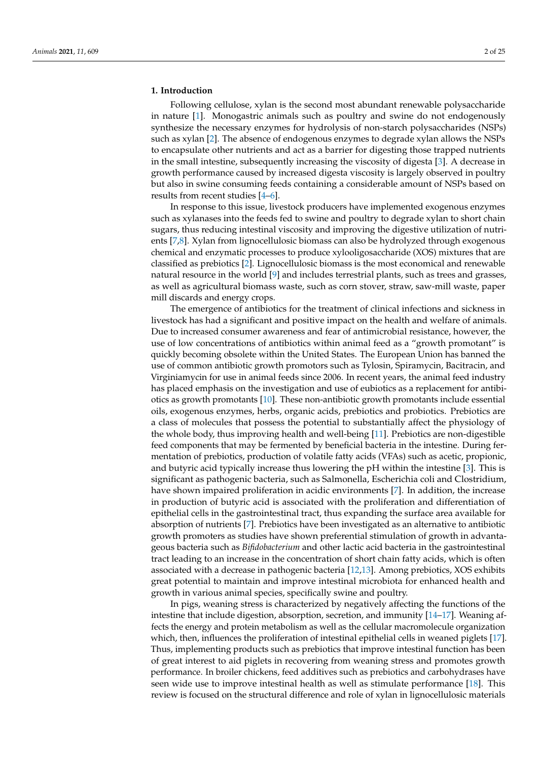## 1. Introduction

Following cellulose, xylan is the second most abundant renewable polysaccharide in nature [1]. Monogastric animals such as poultry and swine do not endogenously synthesize the necessary enzymes for hydrolysis of non-starch polysaccharides (NSPs) such as xylan [2]. The absence of endogenous enzymes to degrade xylan allows the NSPs to encapsulate other nutrients and act as a barrier for digesting those trapped nutrients in the small intestine, subsequently increasing the viscosity of digesta [3]. A decrease in growth performance caused by increased digesta viscosity is largely observed in poultry but also in swine consuming feeds containing a considerable amount of NSPs based on results from recent studies [4–6].

In response to this issue, livestock producers have implemented exogenous enzymes such as xylanases into the feeds fed to swine and poultry to degrade xylan to short chain sugars, thus reducing intestinal viscosity and improving the digestive utilization of nutrients [7,8]. Xylan from lignocellulosic biomass can also be hydrolyzed through exogenous chemical and enzymatic processes to produce xylooligosaccharide (XOS) mixtures that are classified as prebiotics [2]. Lignocellulosic biomass is the most economical and renewable natural resource in the world [9] and includes terrestrial plants, such as trees and grasses, as well as agricultural biomass waste, such as corn stover, straw, saw-mill waste, paper mill discards and energy crops.

The emergence of antibiotics for the treatment of clinical infections and sickness in livestock has had a significant and positive impact on the health and welfare of animals. Due to increased consumer awareness and fear of antimicrobial resistance, however, the use of low concentrations of antibiotics within animal feed as a "growth promotant" is quickly becoming obsolete within the United States. The European Union has banned the use of common antibiotic growth promotors such as Tylosin, Spiramycin, Bacitracin, and Virginiamycin for use in animal feeds since 2006. In recent years, the animal feed industry has placed emphasis on the investigation and use of eubiotics as a replacement for antibiotics as growth promotants [10]. These non-antibiotic growth promotants include essential oils, exogenous enzymes, herbs, organic acids, prebiotics and probiotics. Prebiotics are a class of molecules that possess the potential to substantially affect the physiology of the whole body, thus improving health and well-being [11]. Prebiotics are non-digestible feed components that may be fermented by beneficial bacteria in the intestine. During fermentation of prebiotics, production of volatile fatty acids (VFAs) such as acetic, propionic, and butyric acid typically increase thus lowering the pH within the intestine [3]. This is significant as pathogenic bacteria, such as Salmonella, Escherichia coli and Clostridium, have shown impaired proliferation in acidic environments [7]. In addition, the increase in production of butyric acid is associated with the proliferation and differentiation of epithelial cells in the gastrointestinal tract, thus expanding the surface area available for absorption of nutrients [7]. Prebiotics have been investigated as an alternative to antibiotic growth promoters as studies have shown preferential stimulation of growth in advantageous bacteria such as *Bifidobacterium* and other lactic acid bacteria in the gastrointestinal tract leading to an increase in the concentration of short chain fatty acids, which is often associated with a decrease in pathogenic bacteria [12,13]. Among prebiotics, XOS exhibits great potential to maintain and improve intestinal microbiota for enhanced health and growth in various animal species, specifically swine and poultry.

In pigs, weaning stress is characterized by negatively affecting the functions of the intestine that include digestion, absorption, secretion, and immunity [14–17]. Weaning affects the energy and protein metabolism as well as the cellular macromolecule organization which, then, influences the proliferation of intestinal epithelial cells in weaned piglets [17]. Thus, implementing products such as prebiotics that improve intestinal function has been of great interest to aid piglets in recovering from weaning stress and promotes growth performance. In broiler chickens, feed additives such as prebiotics and carbohydrases have seen wide use to improve intestinal health as well as stimulate performance [18]. This review is focused on the structural difference and role of xylan in lignocellulosic materials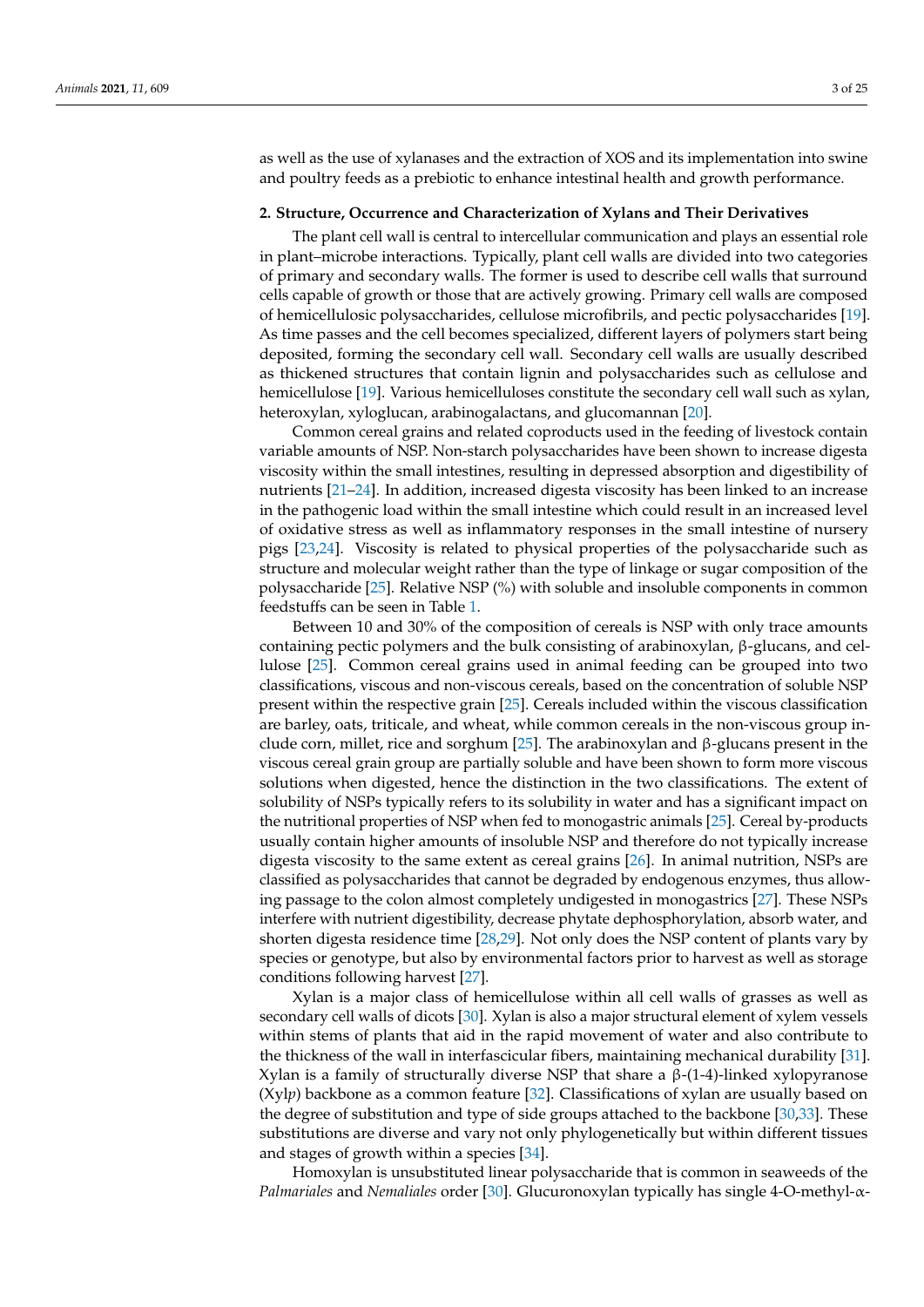as well as the use of xylanases and the extraction of XOS and its implementation into swine and poultry feeds as a prebiotic to enhance intestinal health and growth performance.

## 2. Structure, Occurrence and Characterization of Xylans and Their Derivatives

The plant cell wall is central to intercellular communication and plays an essential role in plant–microbe interactions. Typically, plant cell walls are divided into two categories of primary and secondary walls. The former is used to describe cell walls that surround cells capable of growth or those that are actively growing. Primary cell walls are composed of hemicellulosic polysaccharides, cellulose microfibrils, and pectic polysaccharides [19]. As time passes and the cell becomes specialized, different layers of polymers start being deposited, forming the secondary cell wall. Secondary cell walls are usually described as thickened structures that contain lignin and polysaccharides such as cellulose and hemicellulose [19]. Various hemicelluloses constitute the secondary cell wall such as xylan, heteroxylan, xyloglucan, arabinogalactans, and glucomannan [20].

Common cereal grains and related coproducts used in the feeding of livestock contain variable amounts of NSP. Non-starch polysaccharides have been shown to increase digesta viscosity within the small intestines, resulting in depressed absorption and digestibility of nutrients [21–24]. In addition, increased digesta viscosity has been linked to an increase in the pathogenic load within the small intestine which could result in an increased level of oxidative stress as well as inflammatory responses in the small intestine of nursery pigs [23,24]. Viscosity is related to physical properties of the polysaccharide such as structure and molecular weight rather than the type of linkage or sugar composition of the polysaccharide [25]. Relative NSP (%) with soluble and insoluble components in common feedstuffs can be seen in Table 1.

Between 10 and 30% of the composition of cereals is NSP with only trace amounts containing pectic polymers and the bulk consisting of arabinoxylan, β-glucans, and cellulose [25]. Common cereal grains used in animal feeding can be grouped into two classifications, viscous and non-viscous cereals, based on the concentration of soluble NSP present within the respective grain [25]. Cereals included within the viscous classification are barley, oats, triticale, and wheat, while common cereals in the non-viscous group include corn, millet, rice and sorghum [25]. The arabinoxylan and β-glucans present in the viscous cereal grain group are partially soluble and have been shown to form more viscous solutions when digested, hence the distinction in the two classifications. The extent of solubility of NSPs typically refers to its solubility in water and has a significant impact on the nutritional properties of NSP when fed to monogastric animals [25]. Cereal by-products usually contain higher amounts of insoluble NSP and therefore do not typically increase digesta viscosity to the same extent as cereal grains [26]. In animal nutrition, NSPs are classified as polysaccharides that cannot be degraded by endogenous enzymes, thus allowing passage to the colon almost completely undigested in monogastrics [27]. These NSPs interfere with nutrient digestibility, decrease phytate dephosphorylation, absorb water, and shorten digesta residence time [28,29]. Not only does the NSP content of plants vary by species or genotype, but also by environmental factors prior to harvest as well as storage conditions following harvest [27].

Xylan is a major class of hemicellulose within all cell walls of grasses as well as secondary cell walls of dicots [30]. Xylan is also a major structural element of xylem vessels within stems of plants that aid in the rapid movement of water and also contribute to the thickness of the wall in interfascicular fibers, maintaining mechanical durability [31]. Xylan is a family of structurally diverse NSP that share a β-(1-4)-linked xylopyranose (Xyl*p*) backbone as a common feature [32]. Classifications of xylan are usually based on the degree of substitution and type of side groups attached to the backbone [30,33]. These substitutions are diverse and vary not only phylogenetically but within different tissues and stages of growth within a species [34].

Homoxylan is unsubstituted linear polysaccharide that is common in seaweeds of the *Palmariales* and *Nemaliales* order [30]. Glucuronoxylan typically has single 4-O-methyl-α-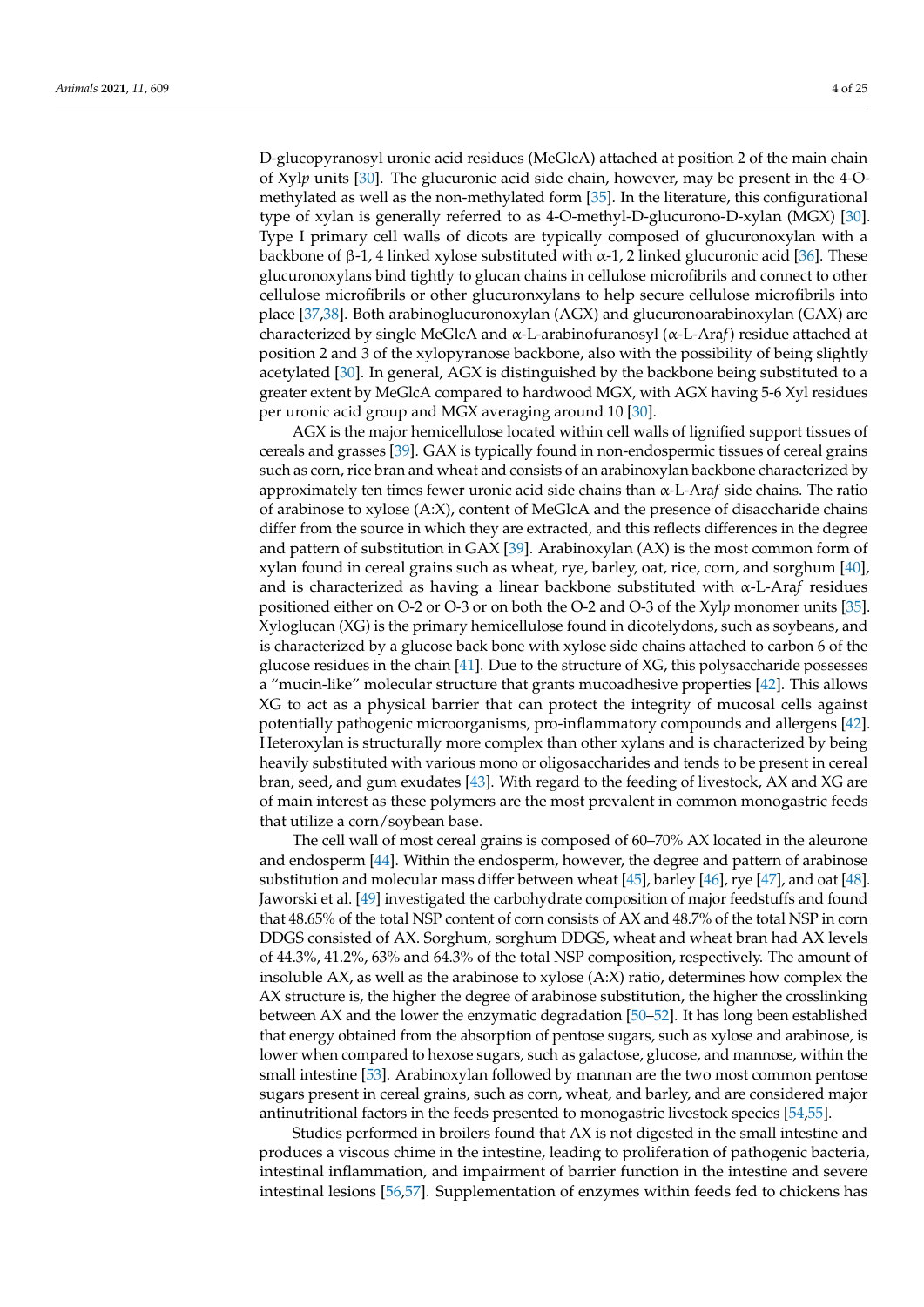D-glucopyranosyl uronic acid residues (MeGlcA) attached at position 2 of the main chain of Xyl*p* units [30]. The glucuronic acid side chain, however, may be present in the 4-O-methylated as well as the non-methylated form [35]. In the literature, this configurational type of xylan is generally referred to as 4-O-methyl-D-glucurono-D-xylan (MGX) [30]. Type I primary cell walls of dicots are typically composed of glucuronoxylan with a backbone of β-1, 4 linked xylose substituted with α-1, 2 linked glucuronic acid [36]. These glucuronoxylans bind tightly to glucan chains in cellulose microfibrils and connect to other cellulose microfibrils or other glucuronxylans to help secure cellulose microfibrils into place [37,38]. Both arabinoglucuronoxylan (AGX) and glucuronoarabinoxylan (GAX) are characterized by single MeGlcA and α-L-arabinofuranosyl (α-L-Ara*f*) residue attached at position 2 and 3 of the xylopyranose backbone, also with the possibility of being slightly acetylated [30]. In general, AGX is distinguished by the backbone being substituted to a greater extent by MeGlcA compared to hardwood MGX, with AGX having 5-6 Xyl residues per uronic acid group and MGX averaging around 10 [30].

AGX is the major hemicellulose located within cell walls of lignified support tissues of cereals and grasses [39]. GAX is typically found in non-endospermic tissues of cereal grains such as corn, rice bran and wheat and consists of an arabinoxylan backbone characterized by approximately ten times fewer uronic acid side chains than α-L-Ara*f* side chains. The ratio of arabinose to xylose (A:X), content of MeGlcA and the presence of disaccharide chains differ from the source in which they are extracted, and this reflects differences in the degree and pattern of substitution in GAX [39]. Arabinoxylan (AX) is the most common form of xylan found in cereal grains such as wheat, rye, barley, oat, rice, corn, and sorghum [40], and is characterized as having a linear backbone substituted with α-L-Ara*f* residues positioned either on O-2 or O-3 or on both the O-2 and O-3 of the Xyl*p* monomer units [35]. Xyloglucan (XG) is the primary hemicellulose found in dicotelydons, such as soybeans, and is characterized by a glucose back bone with xylose side chains attached to carbon 6 of the glucose residues in the chain [41]. Due to the structure of XG, this polysaccharide possesses a "mucin-like" molecular structure that grants mucoadhesive properties [42]. This allows XG to act as a physical barrier that can protect the integrity of mucosal cells against potentially pathogenic microorganisms, pro-inflammatory compounds and allergens [42]. Heteroxylan is structurally more complex than other xylans and is characterized by being heavily substituted with various mono or oligosaccharides and tends to be present in cereal bran, seed, and gum exudates [43]. With regard to the feeding of livestock, AX and XG are of main interest as these polymers are the most prevalent in common monogastric feeds that utilize a corn/soybean base.

The cell wall of most cereal grains is composed of 60–70% AX located in the aleurone and endosperm [44]. Within the endosperm, however, the degree and pattern of arabinose substitution and molecular mass differ between wheat [45], barley [46], rye [47], and oat [48]. Jaworski et al. [49] investigated the carbohydrate composition of major feedstuffs and found that 48.65% of the total NSP content of corn consists of AX and 48.7% of the total NSP in corn DDGS consisted of AX. Sorghum, sorghum DDGS, wheat and wheat bran had AX levels of 44.3%, 41.2%, 63% and 64.3% of the total NSP composition, respectively. The amount of insoluble AX, as well as the arabinose to xylose (A:X) ratio, determines how complex the AX structure is, the higher the degree of arabinose substitution, the higher the crosslinking between AX and the lower the enzymatic degradation [50–52]. It has long been established that energy obtained from the absorption of pentose sugars, such as xylose and arabinose, is lower when compared to hexose sugars, such as galactose, glucose, and mannose, within the small intestine [53]. Arabinoxylan followed by mannan are the two most common pentose sugars present in cereal grains, such as corn, wheat, and barley, and are considered major antinutritional factors in the feeds presented to monogastric livestock species [54,55].

Studies performed in broilers found that AX is not digested in the small intestine and produces a viscous chime in the intestine, leading to proliferation of pathogenic bacteria, intestinal inflammation, and impairment of barrier function in the intestine and severe intestinal lesions [56,57]. Supplementation of enzymes within feeds fed to chickens has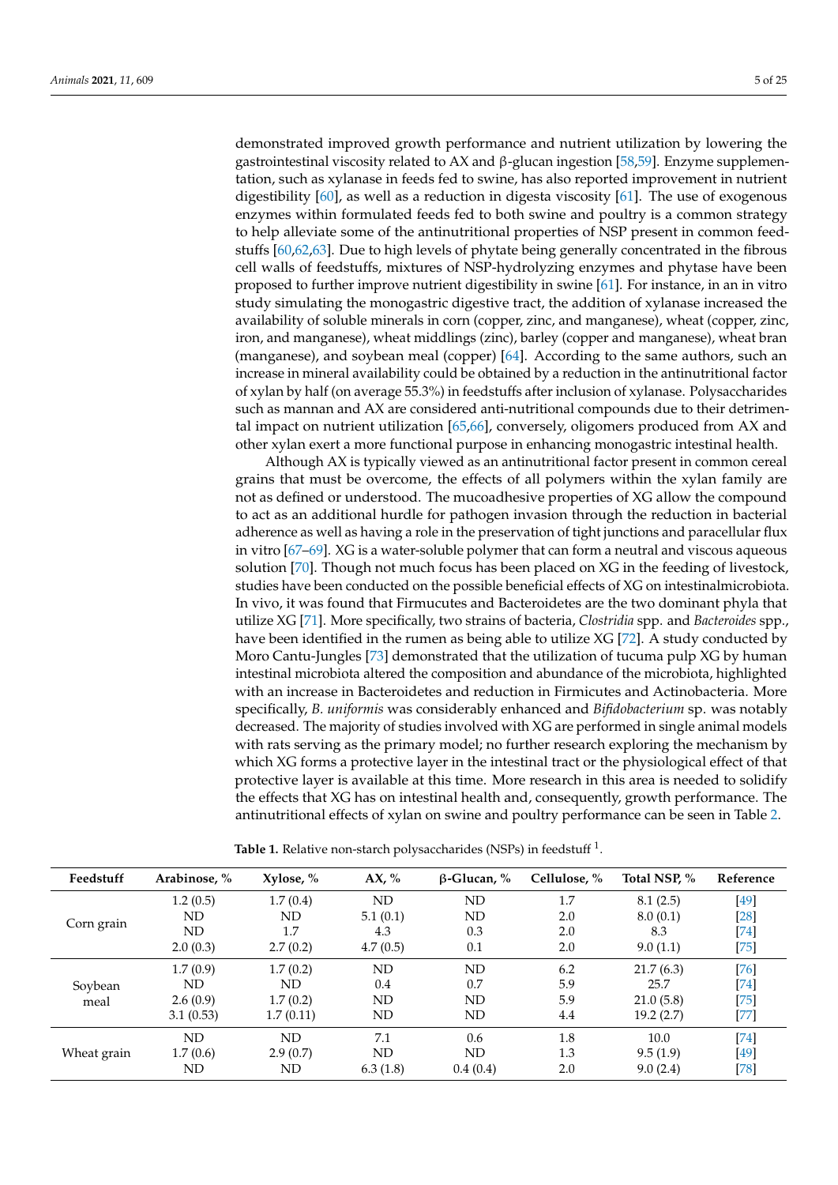demonstrated improved growth performance and nutrient utilization by lowering the gastrointestinal viscosity related to AX and β-glucan ingestion [58,59]. Enzyme supplementation, such as xylanase in feeds fed to swine, has also reported improvement in nutrient digestibility [60], as well as a reduction in digesta viscosity [61]. The use of exogenous enzymes within formulated feeds fed to both swine and poultry is a common strategy to help alleviate some of the antinutritional properties of NSP present in common feedstuffs [60,62,63]. Due to high levels of phytate being generally concentrated in the fibrous cell walls of feedstuffs, mixtures of NSP-hydrolyzing enzymes and phytase have been proposed to further improve nutrient digestibility in swine [61]. For instance, in an in vitro study simulating the monogastric digestive tract, the addition of xylanase increased the availability of soluble minerals in corn (copper, zinc, and manganese), wheat (copper, zinc, iron, and manganese), wheat middlings (zinc), barley (copper and manganese), wheat bran (manganese), and soybean meal (copper) [64]. According to the same authors, such an increase in mineral availability could be obtained by a reduction in the antinutritional factor of xylan by half (on average 55.3%) in feedstuffs after inclusion of xylanase. Polysaccharides such as mannan and AX are considered anti-nutritional compounds due to their detrimental impact on nutrient utilization [65,66], conversely, oligomers produced from AX and other xylan exert a more functional purpose in enhancing monogastric intestinal health.

Although AX is typically viewed as an antinutritional factor present in common cereal grains that must be overcome, the effects of all polymers within the xylan family are not as defined or understood. The mucoadhesive properties of XG allow the compound to act as an additional hurdle for pathogen invasion through the reduction in bacterial adherence as well as having a role in the preservation of tight junctions and paracellular flux in vitro [67–69]. XG is a water-soluble polymer that can form a neutral and viscous aqueous solution [70]. Though not much focus has been placed on XG in the feeding of livestock, studies have been conducted on the possible beneficial effects of XG on intestinalmicrobiota. In vivo, it was found that Firmucutes and Bacteroidetes are the two dominant phyla that utilize XG [71]. More specifically, two strains of bacteria, *Clostridia* spp. and *Bacteroides* spp., have been identified in the rumen as being able to utilize XG [72]. A study conducted by Moro Cantu-Jungles [73] demonstrated that the utilization of tucuma pulp XG by human intestinal microbiota altered the composition and abundance of the microbiota, highlighted with an increase in Bacteroidetes and reduction in Firmicutes and Actinobacteria. More specifically, *B. uniformis* was considerably enhanced and *Bifidobacterium* sp. was notably decreased. The majority of studies involved with XG are performed in single animal models with rats serving as the primary model; no further research exploring the mechanism by which XG forms a protective layer in the intestinal tract or the physiological effect of that protective layer is available at this time. More research in this area is needed to solidify the effects that XG has on intestinal health and, consequently, growth performance. The antinutritional effects of xylan on swine and poultry performance can be seen in Table 2.

**Table 1.** Relative non-starch polysaccharides (NSPs) in feedstuff [1].

| Feedstuff | Arabinose, % | Xylose, % | AX, % | β-Glucan, % | Cellulose, % | Total NSP, % | Reference |
|---|---|---|---|---|---|---|---|
| Corn grain | 1.2 (0.5) | 1.7 (0.4) | ND | ND | 1.7 | 8.1 (2.5) | [49] |
| | ND | ND | 5.1 (0.1) | ND | 2.0 | 8.0 (0.1) | [28] |
| | ND | 1.7 | 4.3 | 0.3 | 2.0 | 8.3 | [74] |
| | 2.0 (0.3) | 2.7 (0.2) | 4.7 (0.5) | 0.1 | 2.0 | 9.0 (1.1) | [75] |
| Soybean meal | 1.7 (0.9) | 1.7 (0.2) | ND | ND | 6.2 | 21.7 (6.3) | [76] |
| | ND | ND | 0.4 | 0.7 | 5.9 | 25.7 | [74] |
| | 2.6 (0.9) | 1.7 (0.2) | ND | ND | 5.9 | 21.0 (5.8) | [75] |
| | 3.1 (0.53) | 1.7 (0.11) | ND | ND | 4.4 | 19.2 (2.7) | [77] |
| Wheat grain | ND | ND | 7.1 | 0.6 | 1.8 | 10.0 | [74] |
| | 1.7 (0.6) | 2.9 (0.7) | ND | ND | 1.3 | 9.5 (1.9) | [49] |
| | ND | ND | 6.3 (1.8) | 0.4 (0.4) | 2.0 | 9.0 (2.4) | [78] |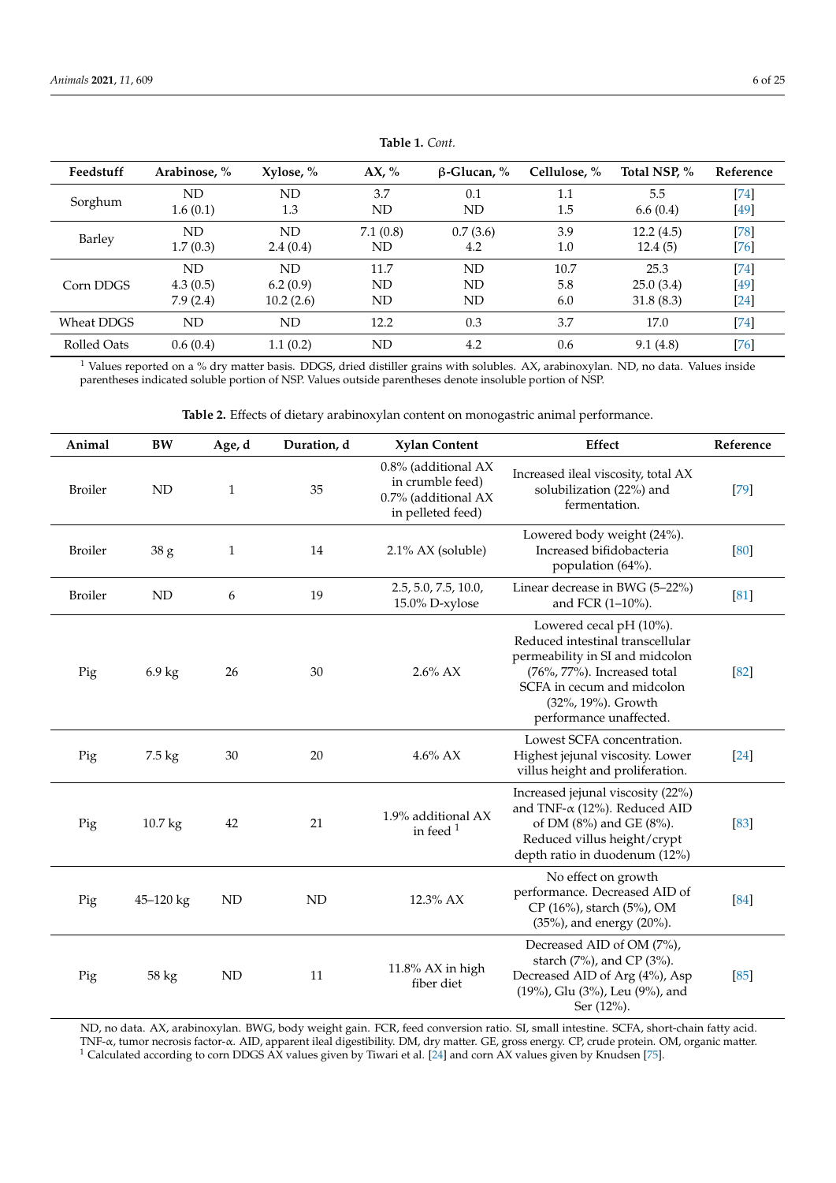**Table 1.** *Cont.*

| Feedstuff | Arabinose, % | Xylose, % | AX, % | β-Glucan, % | Cellulose, % | Total NSP, % | Reference |
|---|---|---|---|---|---|---|---|
| Sorghum | ND | ND | 3.7 | 0.1 | 1.1 | 5.5 | [74] |
| | 1.6 (0.1) | 1.3 | ND | ND | 1.5 | 6.6 (0.4) | [49] |
| Barley | ND | ND | 7.1 (0.8) | 0.7 (3.6) | 3.9 | 12.2 (4.5) | [78] |
| | 1.7 (0.3) | 2.4 (0.4) | ND | 4.2 | 1.0 | 12.4 (5) | [76] |
| Corn DDGS | ND | ND | 11.7 | ND | 10.7 | 25.3 | [74] |
| | 4.3 (0.5) | 6.2 (0.9) | ND | ND | 5.8 | 25.0 (3.4) | [49] |
| | 7.9 (2.4) | 10.2 (2.6) | ND | ND | 6.0 | 31.8 (8.3) | [24] |
| Wheat DDGS | ND | ND | 12.2 | 0.3 | 3.7 | 17.0 | [74] |
| Rolled Oats | 0.6 (0.4) | 1.1 (0.2) | ND | 4.2 | 0.6 | 9.1 (4.8) | [76] |

[1] Values reported on a % dry matter basis. DDGS, dried distiller grains with solubles. AX, arabinoxylan. ND, no data. Values inside parentheses indicated soluble portion of NSP. Values outside parentheses denote insoluble portion of NSP.

**Table 2.** Effects of dietary arabinoxylan content on monogastric animal performance.

| Animal | BW | Age, d | Duration, d | Xylan Content | Effect | Reference |
|---|---|---|---|---|---|---|
| Broiler | ND | 1 | 35 | 0.8% (additional AX in crumble feed) 0.7% (additional AX in pelleted feed) | Increased ileal viscosity, total AX solubilization (22%) and fermentation. | [79] |
| Broiler | 38 g | 1 | 14 | 2.1% AX (soluble) | Lowered body weight (24%). Increased bifidobacteria population (64%). | [80] |
| Broiler | ND | 6 | 19 | 2.5, 5.0, 7.5, 10.0, 15.0% D-xylose | Linear decrease in BWG (5–22%) and FCR (1–10%). | [81] |
| Pig | 6.9 kg | 26 | 30 | 2.6% AX | Lowered cecal pH (10%). Reduced intestinal transcellular permeability in SI and midcolon (76%, 77%). Increased total SCFA in cecum and midcolon (32%, 19%). Growth performance unaffected. | [82] |
| Pig | 7.5 kg | 30 | 20 | 4.6% AX | Lowest SCFA concentration. Highest jejunal viscosity. Lower villus height and proliferation. | [24] |
| Pig | 10.7 kg | 42 | 21 | 1.9% additional AX in feed [1] | Increased jejunal viscosity (22%) and TNF-α (12%). Reduced AID of DM (8%) and GE (8%). Reduced villus height/crypt depth ratio in duodenum (12%) | [83] |
| Pig | 45–120 kg | ND | ND | 12.3% AX | No effect on growth performance. Decreased AID of CP (16%), starch (5%), OM (35%), and energy (20%). | [84] |
| Pig | 58 kg | ND | 11 | 11.8% AX in high fiber diet | Decreased AID of OM (7%), starch (7%), and CP (3%). Decreased AID of Arg (4%), Asp (19%), Glu (3%), Leu (9%), and Ser (12%). | [85] |

ND, no data. AX, arabinoxylan. BWG, body weight gain. FCR, feed conversion ratio. SI, small intestine. SCFA, short-chain fatty acid. TNF-α, tumor necrosis factor-α. AID, apparent ileal digestibility. DM, dry matter. GE, gross energy. CP, crude protein. OM, organic matter.
[1] Calculated according to corn DDGS AX values given by Tiwari et al. [24] and corn AX values given by Knudsen [75].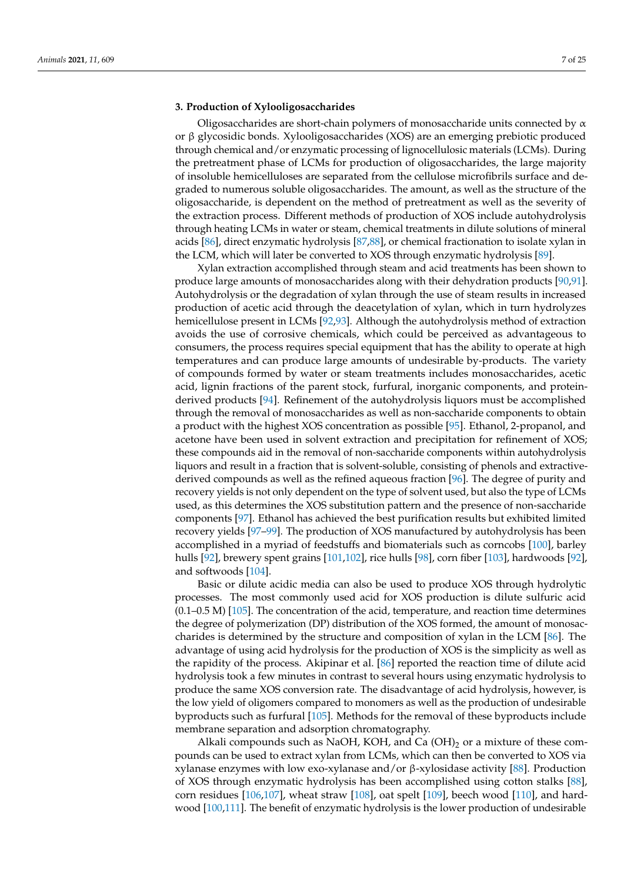## 3. Production of Xylooligosaccharides

Oligosaccharides are short-chain polymers of monosaccharide units connected by α or β glycosidic bonds. Xylooligosaccharides (XOS) are an emerging prebiotic produced through chemical and/or enzymatic processing of lignocellulosic materials (LCMs). During the pretreatment phase of LCMs for production of oligosaccharides, the large majority of insoluble hemicelluloses are separated from the cellulose microfibrils surface and degraded to numerous soluble oligosaccharides. The amount, as well as the structure of the oligosaccharide, is dependent on the method of pretreatment as well as the severity of the extraction process. Different methods of production of XOS include autohydrolysis through heating LCMs in water or steam, chemical treatments in dilute solutions of mineral acids [86], direct enzymatic hydrolysis [87,88], or chemical fractionation to isolate xylan in the LCM, which will later be converted to XOS through enzymatic hydrolysis [89].

Xylan extraction accomplished through steam and acid treatments has been shown to produce large amounts of monosaccharides along with their dehydration products [90,91]. Autohydrolysis or the degradation of xylan through the use of steam results in increased production of acetic acid through the deacetylation of xylan, which in turn hydrolyzes hemicellulose present in LCMs [92,93]. Although the autohydrolysis method of extraction avoids the use of corrosive chemicals, which could be perceived as advantageous to consumers, the process requires special equipment that has the ability to operate at high temperatures and can produce large amounts of undesirable by-products. The variety of compounds formed by water or steam treatments includes monosaccharides, acetic acid, lignin fractions of the parent stock, furfural, inorganic components, and protein-derived products [94]. Refinement of the autohydrolysis liquors must be accomplished through the removal of monosaccharides as well as non-saccharide components to obtain a product with the highest XOS concentration as possible [95]. Ethanol, 2-propanol, and acetone have been used in solvent extraction and precipitation for refinement of XOS; these compounds aid in the removal of non-saccharide components within autohydrolysis liquors and result in a fraction that is solvent-soluble, consisting of phenols and extractive-derived compounds as well as the refined aqueous fraction [96]. The degree of purity and recovery yields is not only dependent on the type of solvent used, but also the type of LCMs used, as this determines the XOS substitution pattern and the presence of non-saccharide components [97]. Ethanol has achieved the best purification results but exhibited limited recovery yields [97–99]. The production of XOS manufactured by autohydrolysis has been accomplished in a myriad of feedstuffs and biomaterials such as corncobs [100], barley hulls [92], brewery spent grains [101,102], rice hulls [98], corn fiber [103], hardwoods [92], and softwoods [104].

Basic or dilute acidic media can also be used to produce XOS through hydrolytic processes. The most commonly used acid for XOS production is dilute sulfuric acid (0.1–0.5 M) [105]. The concentration of the acid, temperature, and reaction time determines the degree of polymerization (DP) distribution of the XOS formed, the amount of monosaccharides is determined by the structure and composition of xylan in the LCM [86]. The advantage of using acid hydrolysis for the production of XOS is the simplicity as well as the rapidity of the process. Akipinar et al. [86] reported the reaction time of dilute acid hydrolysis took a few minutes in contrast to several hours using enzymatic hydrolysis to produce the same XOS conversion rate. The disadvantage of acid hydrolysis, however, is the low yield of oligomers compared to monomers as well as the production of undesirable byproducts such as furfural [105]. Methods for the removal of these byproducts include membrane separation and adsorption chromatography.

Alkali compounds such as NaOH, KOH, and Ca $(OH)_2$ or a mixture of these compounds can be used to extract xylan from LCMs, which can then be converted to XOS via xylanase enzymes with low exo-xylanase and/or β-xylosidase activity [88]. Production of XOS through enzymatic hydrolysis has been accomplished using cotton stalks [88], corn residues [106,107], wheat straw [108], oat spelt [109], beech wood [110], and hardwood [100,111]. The benefit of enzymatic hydrolysis is the lower production of undesirable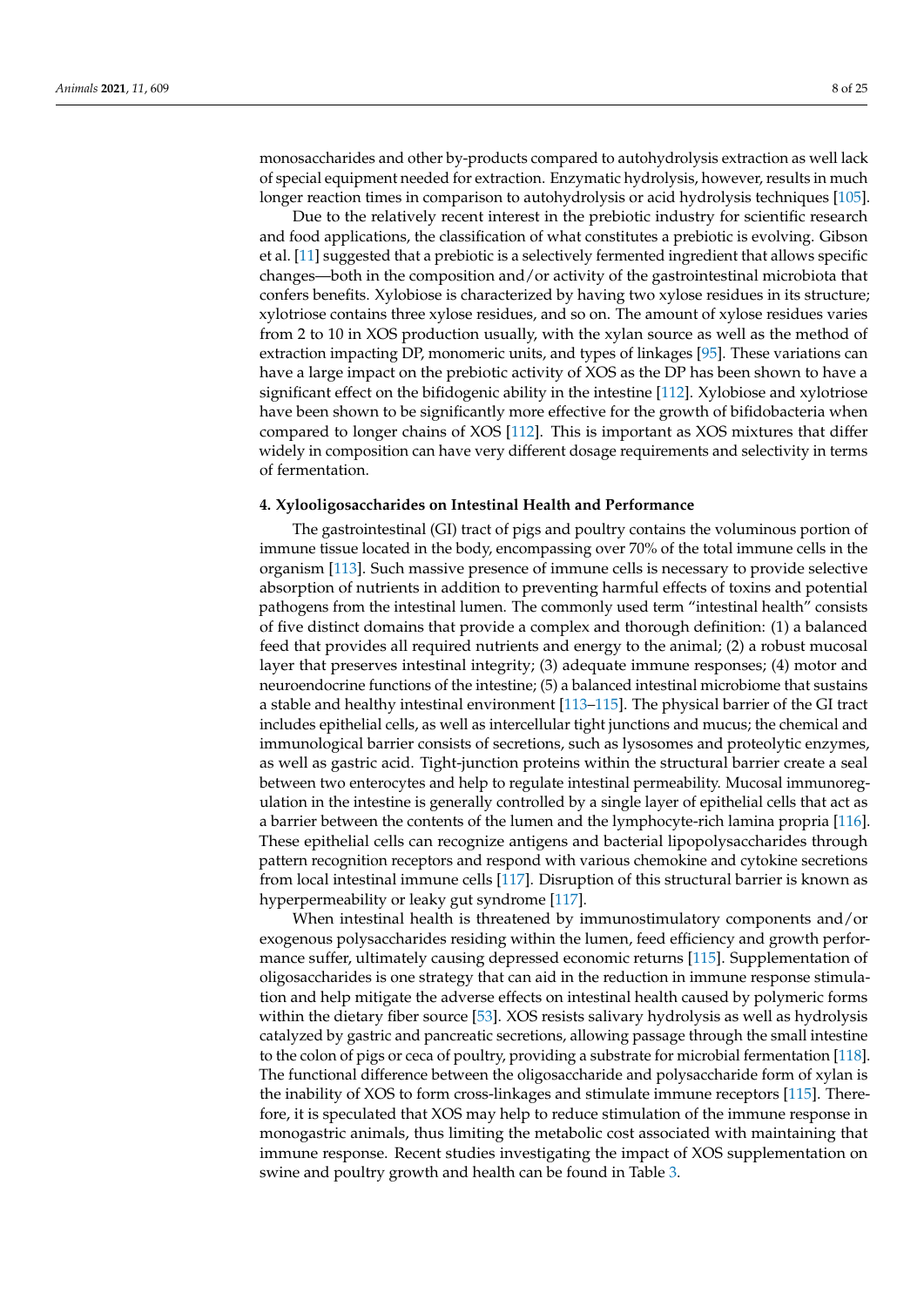monosaccharides and other by-products compared to autohydrolysis extraction as well lack of special equipment needed for extraction. Enzymatic hydrolysis, however, results in much longer reaction times in comparison to autohydrolysis or acid hydrolysis techniques [105].

Due to the relatively recent interest in the prebiotic industry for scientific research and food applications, the classification of what constitutes a prebiotic is evolving. Gibson et al. [11] suggested that a prebiotic is a selectively fermented ingredient that allows specific changes—both in the composition and/or activity of the gastrointestinal microbiota that confers benefits. Xylobiose is characterized by having two xylose residues in its structure; xylotriose contains three xylose residues, and so on. The amount of xylose residues varies from 2 to 10 in XOS production usually, with the xylan source as well as the method of extraction impacting DP, monomeric units, and types of linkages [95]. These variations can have a large impact on the prebiotic activity of XOS as the DP has been shown to have a significant effect on the bifidogenic ability in the intestine [112]. Xylobiose and xylotriose have been shown to be significantly more effective for the growth of bifidobacteria when compared to longer chains of XOS [112]. This is important as XOS mixtures that differ widely in composition can have very different dosage requirements and selectivity in terms of fermentation.

## 4. Xylooligosaccharides on Intestinal Health and Performance

The gastrointestinal (GI) tract of pigs and poultry contains the voluminous portion of immune tissue located in the body, encompassing over 70% of the total immune cells in the organism [113]. Such massive presence of immune cells is necessary to provide selective absorption of nutrients in addition to preventing harmful effects of toxins and potential pathogens from the intestinal lumen. The commonly used term "intestinal health" consists of five distinct domains that provide a complex and thorough definition: (1) a balanced feed that provides all required nutrients and energy to the animal; (2) a robust mucosal layer that preserves intestinal integrity; (3) adequate immune responses; (4) motor and neuroendocrine functions of the intestine; (5) a balanced intestinal microbiome that sustains a stable and healthy intestinal environment [113–115]. The physical barrier of the GI tract includes epithelial cells, as well as intercellular tight junctions and mucus; the chemical and immunological barrier consists of secretions, such as lysosomes and proteolytic enzymes, as well as gastric acid. Tight-junction proteins within the structural barrier create a seal between two enterocytes and help to regulate intestinal permeability. Mucosal immunoregulation in the intestine is generally controlled by a single layer of epithelial cells that act as a barrier between the contents of the lumen and the lymphocyte-rich lamina propria [116]. These epithelial cells can recognize antigens and bacterial lipopolysaccharides through pattern recognition receptors and respond with various chemokine and cytokine secretions from local intestinal immune cells [117]. Disruption of this structural barrier is known as hyperpermeability or leaky gut syndrome [117].

When intestinal health is threatened by immunostimulatory components and/or exogenous polysaccharides residing within the lumen, feed efficiency and growth performance suffer, ultimately causing depressed economic returns [115]. Supplementation of oligosaccharides is one strategy that can aid in the reduction in immune response stimulation and help mitigate the adverse effects on intestinal health caused by polymeric forms within the dietary fiber source [53]. XOS resists salivary hydrolysis as well as hydrolysis catalyzed by gastric and pancreatic secretions, allowing passage through the small intestine to the colon of pigs or ceca of poultry, providing a substrate for microbial fermentation [118]. The functional difference between the oligosaccharide and polysaccharide form of xylan is the inability of XOS to form cross-linkages and stimulate immune receptors [115]. Therefore, it is speculated that XOS may help to reduce stimulation of the immune response in monogastric animals, thus limiting the metabolic cost associated with maintaining that immune response. Recent studies investigating the impact of XOS supplementation on swine and poultry growth and health can be found in Table 3.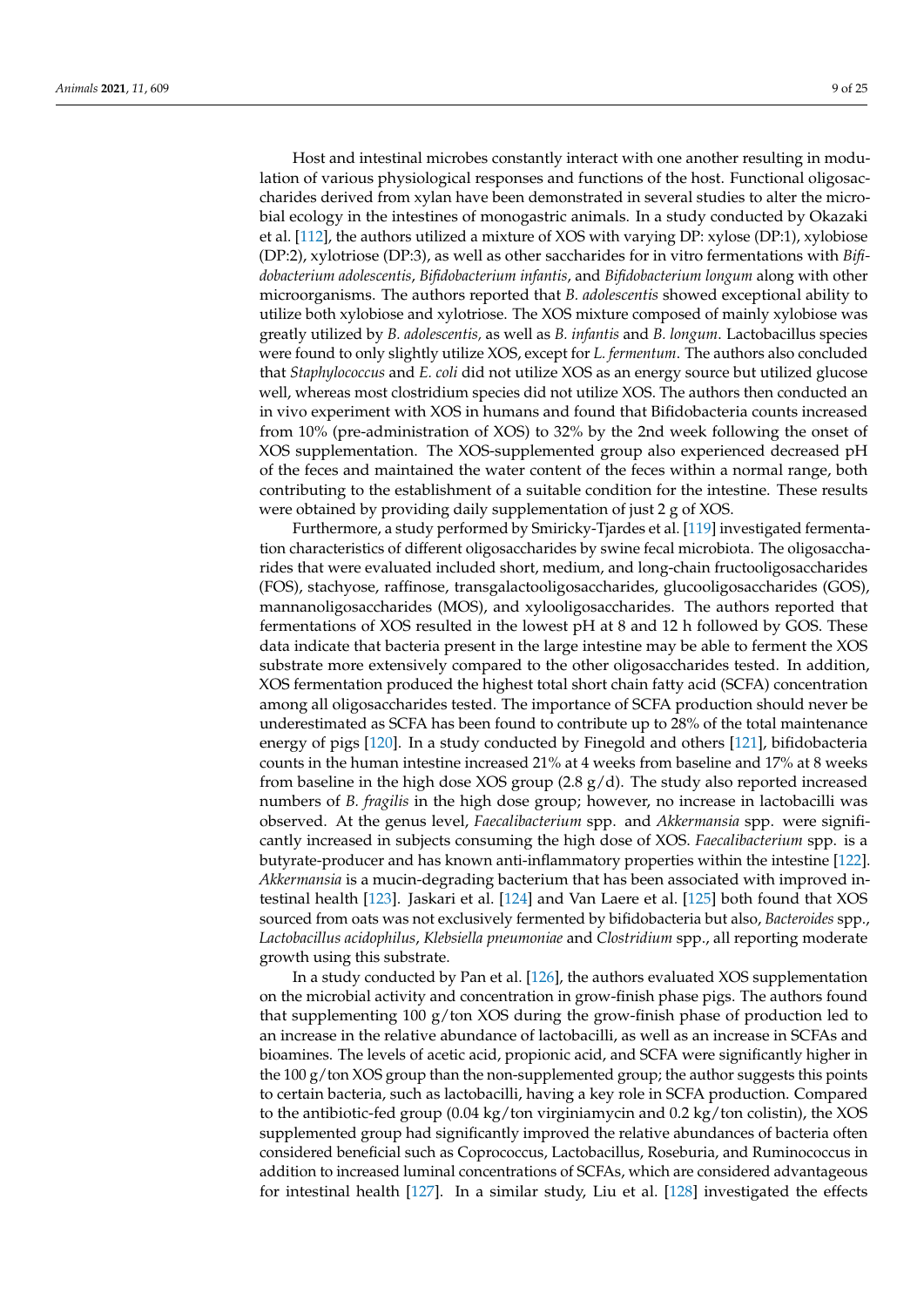Host and intestinal microbes constantly interact with one another resulting in modulation of various physiological responses and functions of the host. Functional oligosaccharides derived from xylan have been demonstrated in several studies to alter the microbial ecology in the intestines of monogastric animals. In a study conducted by Okazaki et al. [112], the authors utilized a mixture of XOS with varying DP: xylose (DP:1), xylobiose (DP:2), xylotriose (DP:3), as well as other saccharides for in vitro fermentations with *Bifidobacterium adolescentis*, *Bifidobacterium infantis*, and *Bifidobacterium longum* along with other microorganisms. The authors reported that *B. adolescentis* showed exceptional ability to utilize both xylobiose and xylotriose. The XOS mixture composed of mainly xylobiose was greatly utilized by *B. adolescentis,* as well as *B. infantis* and *B. longum*. Lactobacillus species were found to only slightly utilize XOS, except for *L. fermentum*. The authors also concluded that *Staphylococcus* and *E. coli* did not utilize XOS as an energy source but utilized glucose well, whereas most clostridium species did not utilize XOS. The authors then conducted an in vivo experiment with XOS in humans and found that Bifidobacteria counts increased from 10% (pre-administration of XOS) to 32% by the 2nd week following the onset of XOS supplementation. The XOS-supplemented group also experienced decreased pH of the feces and maintained the water content of the feces within a normal range, both contributing to the establishment of a suitable condition for the intestine. These results were obtained by providing daily supplementation of just 2 g of XOS.

Furthermore, a study performed by Smiricky-Tjardes et al. [119] investigated fermentation characteristics of different oligosaccharides by swine fecal microbiota. The oligosaccharides that were evaluated included short, medium, and long-chain fructooligosaccharides (FOS), stachyose, raffinose, transgalactooligosaccharides, glucooligosaccharides (GOS), mannanoligosaccharides (MOS), and xylooligosaccharides. The authors reported that fermentations of XOS resulted in the lowest pH at 8 and 12 h followed by GOS. These data indicate that bacteria present in the large intestine may be able to ferment the XOS substrate more extensively compared to the other oligosaccharides tested. In addition, XOS fermentation produced the highest total short chain fatty acid (SCFA) concentration among all oligosaccharides tested. The importance of SCFA production should never be underestimated as SCFA has been found to contribute up to 28% of the total maintenance energy of pigs [120]. In a study conducted by Finegold and others [121], bifidobacteria counts in the human intestine increased 21% at 4 weeks from baseline and 17% at 8 weeks from baseline in the high dose XOS group (2.8 g/d). The study also reported increased numbers of *B. fragilis* in the high dose group; however, no increase in lactobacilli was observed. At the genus level, *Faecalibacterium* spp. and *Akkermansia* spp. were significantly increased in subjects consuming the high dose of XOS. *Faecalibacterium* spp. is a butyrate-producer and has known anti-inflammatory properties within the intestine [122]. *Akkermansia* is a mucin-degrading bacterium that has been associated with improved intestinal health [123]. Jaskari et al. [124] and Van Laere et al. [125] both found that XOS sourced from oats was not exclusively fermented by bifidobacteria but also, *Bacteroides* spp., *Lactobacillus acidophilus*, *Klebsiella pneumoniae* and *Clostridium* spp., all reporting moderate growth using this substrate.

In a study conducted by Pan et al. [126], the authors evaluated XOS supplementation on the microbial activity and concentration in grow-finish phase pigs. The authors found that supplementing 100 g/ton XOS during the grow-finish phase of production led to an increase in the relative abundance of lactobacilli, as well as an increase in SCFAs and bioamines. The levels of acetic acid, propionic acid, and SCFA were significantly higher in the 100 g/ton XOS group than the non-supplemented group; the author suggests this points to certain bacteria, such as lactobacilli, having a key role in SCFA production. Compared to the antibiotic-fed group (0.04 kg/ton virginiamycin and 0.2 kg/ton colistin), the XOS supplemented group had significantly improved the relative abundances of bacteria often considered beneficial such as Coprococcus, Lactobacillus, Roseburia, and Ruminococcus in addition to increased luminal concentrations of SCFAs, which are considered advantageous for intestinal health [127]. In a similar study, Liu et al. [128] investigated the effects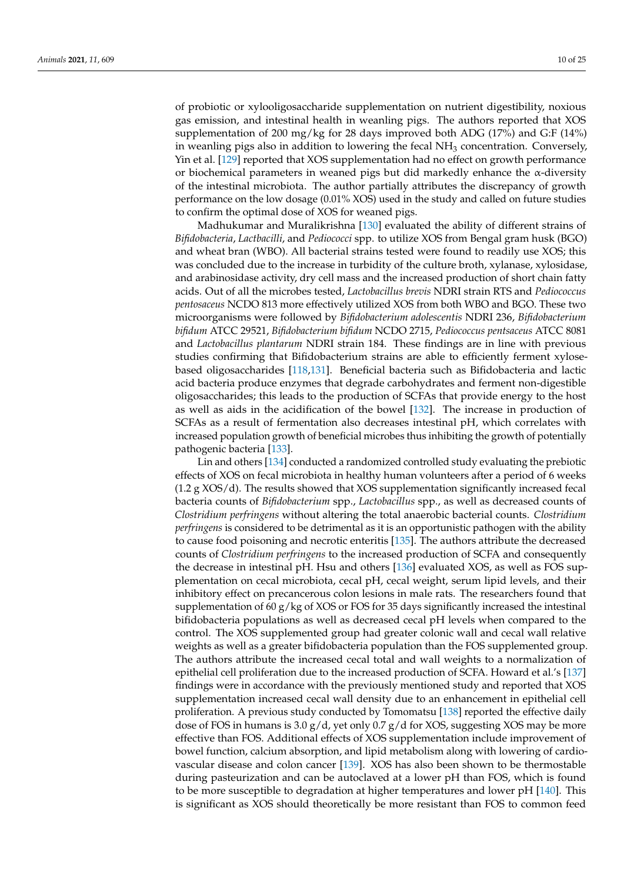of probiotic or xylooligosaccharide supplementation on nutrient digestibility, noxious gas emission, and intestinal health in weanling pigs. The authors reported that XOS supplementation of 200 mg/kg for 28 days improved both ADG (17%) and G:F (14%) in weanling pigs also in addition to lowering the fecal $NH_3$ concentration. Conversely, Yin et al. [129] reported that XOS supplementation had no effect on growth performance or biochemical parameters in weaned pigs but did markedly enhance the α-diversity of the intestinal microbiota. The author partially attributes the discrepancy of growth performance on the low dosage (0.01% XOS) used in the study and called on future studies to confirm the optimal dose of XOS for weaned pigs.

Madhukumar and Muralikrishna [130] evaluated the ability of different strains of *Bifidobacteria*, *Lactbacilli*, and *Pediococci* spp. to utilize XOS from Bengal gram husk (BGO) and wheat bran (WBO). All bacterial strains tested were found to readily use XOS; this was concluded due to the increase in turbidity of the culture broth, xylanase, xylosidase, and arabinosidase activity, dry cell mass and the increased production of short chain fatty acids. Out of all the microbes tested, *Lactobacillus brevis* NDRI strain RTS and *Pediococcus pentosaceus* NCDO 813 more effectively utilized XOS from both WBO and BGO. These two microorganisms were followed by *Bifidobacterium adolescentis* NDRI 236, *Bifidobacterium bifidum* ATCC 29521, *Bifidobacterium bifidum* NCDO 2715, *Pediococcus pentsaceus* ATCC 8081 and *Lactobacillus plantarum* NDRI strain 184. These findings are in line with previous studies confirming that Bifidobacterium strains are able to efficiently ferment xylose-based oligosaccharides [118,131]. Beneficial bacteria such as Bifidobacteria and lactic acid bacteria produce enzymes that degrade carbohydrates and ferment non-digestible oligosaccharides; this leads to the production of SCFAs that provide energy to the host as well as aids in the acidification of the bowel [132]. The increase in production of SCFAs as a result of fermentation also decreases intestinal pH, which correlates with increased population growth of beneficial microbes thus inhibiting the growth of potentially pathogenic bacteria [133].

Lin and others [134] conducted a randomized controlled study evaluating the prebiotic effects of XOS on fecal microbiota in healthy human volunteers after a period of 6 weeks (1.2 g XOS/d). The results showed that XOS supplementation significantly increased fecal bacteria counts of *Bifidobacterium* spp., *Lactobacillus* spp., as well as decreased counts of *Clostridium perfringens* without altering the total anaerobic bacterial counts. *Clostridium perfringens* is considered to be detrimental as it is an opportunistic pathogen with the ability to cause food poisoning and necrotic enteritis [135]. The authors attribute the decreased counts of *Clostridium perfringens* to the increased production of SCFA and consequently the decrease in intestinal pH. Hsu and others [136] evaluated XOS, as well as FOS supplementation on cecal microbiota, cecal pH, cecal weight, serum lipid levels, and their inhibitory effect on precancerous colon lesions in male rats. The researchers found that supplementation of 60 g/kg of XOS or FOS for 35 days significantly increased the intestinal bifidobacteria populations as well as decreased cecal pH levels when compared to the control. The XOS supplemented group had greater colonic wall and cecal wall relative weights as well as a greater bifidobacteria population than the FOS supplemented group. The authors attribute the increased cecal total and wall weights to a normalization of epithelial cell proliferation due to the increased production of SCFA. Howard et al.'s [137] findings were in accordance with the previously mentioned study and reported that XOS supplementation increased cecal wall density due to an enhancement in epithelial cell proliferation. A previous study conducted by Tomomatsu [138] reported the effective daily dose of FOS in humans is 3.0 g/d, yet only 0.7 g/d for XOS, suggesting XOS may be more effective than FOS. Additional effects of XOS supplementation include improvement of bowel function, calcium absorption, and lipid metabolism along with lowering of cardiovascular disease and colon cancer [139]. XOS has also been shown to be thermostable during pasteurization and can be autoclaved at a lower pH than FOS, which is found to be more susceptible to degradation at higher temperatures and lower pH [140]. This is significant as XOS should theoretically be more resistant than FOS to common feed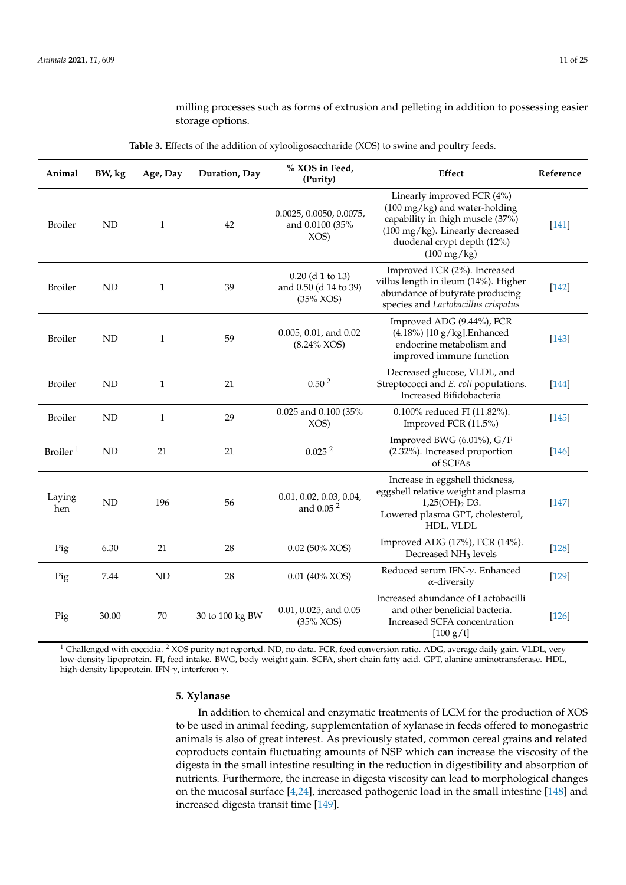milling processes such as forms of extrusion and pelleting in addition to possessing easier storage options.

**Table 3.** Effects of the addition of xylooligosaccharide (XOS) to swine and poultry feeds.

| Animal | BW, kg | Age, Day | Duration, Day | % XOS in Feed, (Purity) | Effect | Reference |
|---|---|---|---|---|---|---|
| Broiler | ND | 1 | 42 | 0.0025, 0.0050, 0.0075, and 0.0100 (35% XOS) | Linearly improved FCR (4%) (100 mg/kg) and water-holding capability in thigh muscle (37%) (100 mg/kg). Linearly decreased duodenal crypt depth (12%) (100 mg/kg) | [141] |
| Broiler | ND | 1 | 39 | 0.20 (d 1 to 13) and 0.50 (d 14 to 39) (35% XOS) | Improved FCR (2%). Increased villus length in ileum (14%). Higher abundance of butyrate producing species and *Lactobacillus crispatus* | [142] |
| Broiler | ND | 1 | 59 | 0.005, 0.01, and 0.02 (8.24% XOS) | Improved ADG (9.44%), FCR (4.18%) [10 g/kg].Enhanced endocrine metabolism and improved immune function | [143] |
| Broiler | ND | 1 | 21 | 0.50 [2] | Decreased glucose, VLDL, and Streptococci and *E. coli* populations. Increased Bifidobacteria | [144] |
| Broiler | ND | 1 | 29 | 0.025 and 0.100 (35% XOS) | 0.100% reduced FI (11.82%). Improved FCR (11.5%) | [145] |
| Broiler [1] | ND | 21 | 21 | 0.025 [2] | Improved BWG (6.01%), G/F (2.32%). Increased proportion of SCFAs | [146] |
| Laying hen | ND | 196 | 56 | 0.01, 0.02, 0.03, 0.04, and 0.05 [2] | Increase in eggshell thickness, eggshell relative weight and plasma $1{,}25(OH)_2$ D3. Lowered plasma GPT, cholesterol, HDL, VLDL | [147] |
| Pig | 6.30 | 21 | 28 | 0.02 (50% XOS) | Improved ADG (17%), FCR (14%). Decreased $NH_3$ levels | [128] |
| Pig | 7.44 | ND | 28 | 0.01 (40% XOS) | Reduced serum IFN-γ. Enhanced α-diversity | [129] |
| Pig | 30.00 | 70 | 30 to 100 kg BW | 0.01, 0.025, and 0.05 (35% XOS) | Increased abundance of Lactobacilli and other beneficial bacteria. Increased SCFA concentration [100 g/t] | [126] |

[1] Challenged with coccidia. [2] XOS purity not reported. ND, no data. FCR, feed conversion ratio. ADG, average daily gain. VLDL, very low-density lipoprotein. FI, feed intake. BWG, body weight gain. SCFA, short-chain fatty acid. GPT, alanine aminotransferase. HDL, high-density lipoprotein. IFN-γ, interferon-γ.

## 5. Xylanase

In addition to chemical and enzymatic treatments of LCM for the production of XOS to be used in animal feeding, supplementation of xylanase in feeds offered to monogastric animals is also of great interest. As previously stated, common cereal grains and related coproducts contain fluctuating amounts of NSP which can increase the viscosity of the digesta in the small intestine resulting in the reduction in digestibility and absorption of nutrients. Furthermore, the increase in digesta viscosity can lead to morphological changes on the mucosal surface [4,24], increased pathogenic load in the small intestine [148] and increased digesta transit time [149].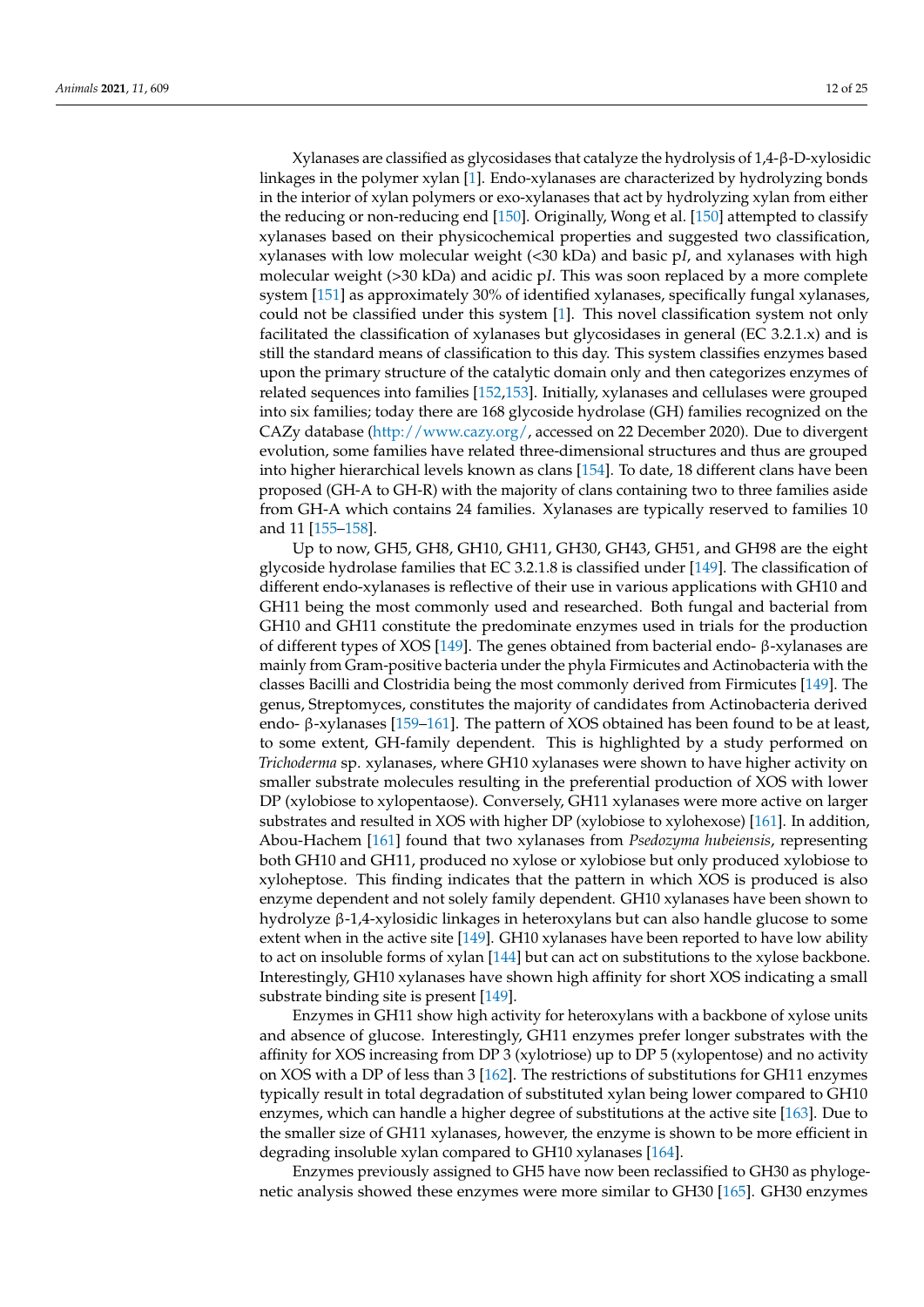Xylanases are classified as glycosidases that catalyze the hydrolysis of 1,4-β-D-xylosidic linkages in the polymer xylan [1]. Endo-xylanases are characterized by hydrolyzing bonds in the interior of xylan polymers or exo-xylanases that act by hydrolyzing xylan from either the reducing or non-reducing end [150]. Originally, Wong et al. [150] attempted to classify xylanases based on their physicochemical properties and suggested two classification, xylanases with low molecular weight (<30 kDa) and basic p*I*, and xylanases with high molecular weight (>30 kDa) and acidic p*I*. This was soon replaced by a more complete system [151] as approximately 30% of identified xylanases, specifically fungal xylanases, could not be classified under this system [1]. This novel classification system not only facilitated the classification of xylanases but glycosidases in general (EC 3.2.1.x) and is still the standard means of classification to this day. This system classifies enzymes based upon the primary structure of the catalytic domain only and then categorizes enzymes of related sequences into families [152,153]. Initially, xylanases and cellulases were grouped into six families; today there are 168 glycoside hydrolase (GH) families recognized on the CAZy database (http://www.cazy.org/, accessed on 22 December 2020). Due to divergent evolution, some families have related three-dimensional structures and thus are grouped into higher hierarchical levels known as clans [154]. To date, 18 different clans have been proposed (GH-A to GH-R) with the majority of clans containing two to three families aside from GH-A which contains 24 families. Xylanases are typically reserved to families 10 and 11 [155–158].

Up to now, GH5, GH8, GH10, GH11, GH30, GH43, GH51, and GH98 are the eight glycoside hydrolase families that EC 3.2.1.8 is classified under [149]. The classification of different endo-xylanases is reflective of their use in various applications with GH10 and GH11 being the most commonly used and researched. Both fungal and bacterial from GH10 and GH11 constitute the predominate enzymes used in trials for the production of different types of XOS [149]. The genes obtained from bacterial endo- β-xylanases are mainly from Gram-positive bacteria under the phyla Firmicutes and Actinobacteria with the classes Bacilli and Clostridia being the most commonly derived from Firmicutes [149]. The genus, Streptomyces, constitutes the majority of candidates from Actinobacteria derived endo- β-xylanases [159–161]. The pattern of XOS obtained has been found to be at least, to some extent, GH-family dependent. This is highlighted by a study performed on *Trichoderma* sp. xylanases, where GH10 xylanases were shown to have higher activity on smaller substrate molecules resulting in the preferential production of XOS with lower DP (xylobiose to xylopentaose). Conversely, GH11 xylanases were more active on larger substrates and resulted in XOS with higher DP (xylobiose to xylohexose) [161]. In addition, Abou-Hachem [161] found that two xylanases from *Psedozyma hubeiensis*, representing both GH10 and GH11, produced no xylose or xylobiose but only produced xylobiose to xyloheptose. This finding indicates that the pattern in which XOS is produced is also enzyme dependent and not solely family dependent. GH10 xylanases have been shown to hydrolyze β-1,4-xylosidic linkages in heteroxylans but can also handle glucose to some extent when in the active site [149]. GH10 xylanases have been reported to have low ability to act on insoluble forms of xylan [144] but can act on substitutions to the xylose backbone. Interestingly, GH10 xylanases have shown high affinity for short XOS indicating a small substrate binding site is present [149].

Enzymes in GH11 show high activity for heteroxylans with a backbone of xylose units and absence of glucose. Interestingly, GH11 enzymes prefer longer substrates with the affinity for XOS increasing from DP 3 (xylotriose) up to DP 5 (xylopentose) and no activity on XOS with a DP of less than 3 [162]. The restrictions of substitutions for GH11 enzymes typically result in total degradation of substituted xylan being lower compared to GH10 enzymes, which can handle a higher degree of substitutions at the active site [163]. Due to the smaller size of GH11 xylanases, however, the enzyme is shown to be more efficient in degrading insoluble xylan compared to GH10 xylanases [164].

Enzymes previously assigned to GH5 have now been reclassified to GH30 as phylogenetic analysis showed these enzymes were more similar to GH30 [165]. GH30 enzymes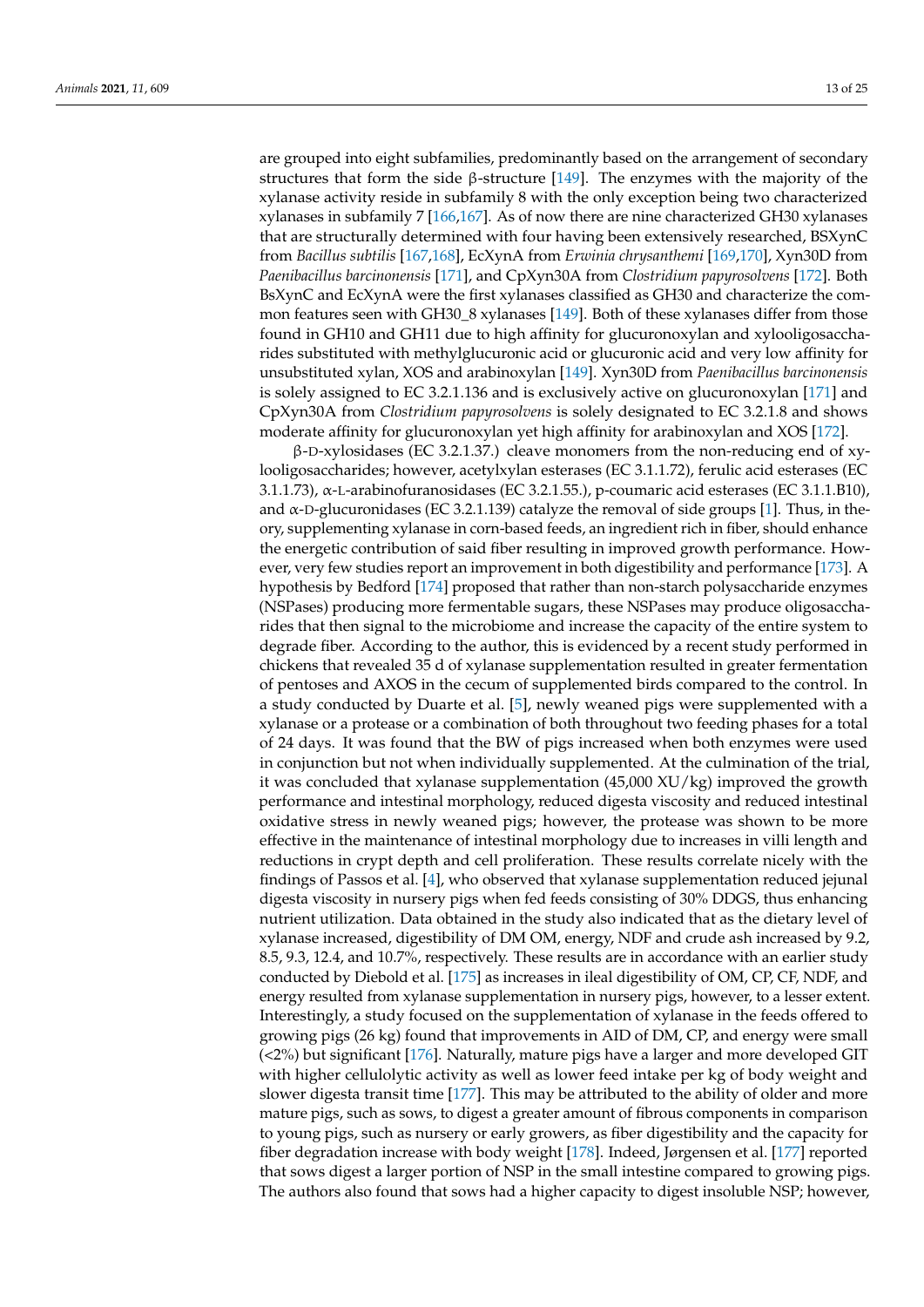are grouped into eight subfamilies, predominantly based on the arrangement of secondary structures that form the side β-structure [149]. The enzymes with the majority of the xylanase activity reside in subfamily 8 with the only exception being two characterized xylanases in subfamily 7 [166,167]. As of now there are nine characterized GH30 xylanases that are structurally determined with four having been extensively researched, BSXynC from *Bacillus subtilis* [167,168], EcXynA from *Erwinia chrysanthemi* [169,170], Xyn30D from *Paenibacillus barcinonensis* [171], and CpXyn30A from *Clostridium papyrosolvens* [172]. Both BsXynC and EcXynA were the first xylanases classified as GH30 and characterize the common features seen with GH30_8 xylanases [149]. Both of these xylanases differ from those found in GH10 and GH11 due to high affinity for glucuronoxylan and xylooligosaccharides substituted with methylglucuronic acid or glucuronic acid and very low affinity for unsubstituted xylan, XOS and arabinoxylan [149]. Xyn30D from *Paenibacillus barcinonensis* is solely assigned to EC 3.2.1.136 and is exclusively active on glucuronoxylan [171] and CpXyn30A from *Clostridium papyrosolvens* is solely designated to EC 3.2.1.8 and shows moderate affinity for glucuronoxylan yet high affinity for arabinoxylan and XOS [172].

β-D-xylosidases (EC 3.2.1.37.) cleave monomers from the non-reducing end of xylooligosaccharides; however, acetylxylan esterases (EC 3.1.1.72), ferulic acid esterases (EC 3.1.1.73), α-L-arabinofuranosidases (EC 3.2.1.55.), p-coumaric acid esterases (EC 3.1.1.B10), and α-D-glucuronidases (EC 3.2.1.139) catalyze the removal of side groups [1]. Thus, in theory, supplementing xylanase in corn-based feeds, an ingredient rich in fiber, should enhance the energetic contribution of said fiber resulting in improved growth performance. However, very few studies report an improvement in both digestibility and performance [173]. A hypothesis by Bedford [174] proposed that rather than non-starch polysaccharide enzymes (NSPases) producing more fermentable sugars, these NSPases may produce oligosaccharides that then signal to the microbiome and increase the capacity of the entire system to degrade fiber. According to the author, this is evidenced by a recent study performed in chickens that revealed 35 d of xylanase supplementation resulted in greater fermentation of pentoses and AXOS in the cecum of supplemented birds compared to the control. In a study conducted by Duarte et al. [5], newly weaned pigs were supplemented with a xylanase or a protease or a combination of both throughout two feeding phases for a total of 24 days. It was found that the BW of pigs increased when both enzymes were used in conjunction but not when individually supplemented. At the culmination of the trial, it was concluded that xylanase supplementation (45,000 XU/kg) improved the growth performance and intestinal morphology, reduced digesta viscosity and reduced intestinal oxidative stress in newly weaned pigs; however, the protease was shown to be more effective in the maintenance of intestinal morphology due to increases in villi length and reductions in crypt depth and cell proliferation. These results correlate nicely with the findings of Passos et al. [4], who observed that xylanase supplementation reduced jejunal digesta viscosity in nursery pigs when fed feeds consisting of 30% DDGS, thus enhancing nutrient utilization. Data obtained in the study also indicated that as the dietary level of xylanase increased, digestibility of DM OM, energy, NDF and crude ash increased by 9.2, 8.5, 9.3, 12.4, and 10.7%, respectively. These results are in accordance with an earlier study conducted by Diebold et al. [175] as increases in ileal digestibility of OM, CP, CF, NDF, and energy resulted from xylanase supplementation in nursery pigs, however, to a lesser extent. Interestingly, a study focused on the supplementation of xylanase in the feeds offered to growing pigs (26 kg) found that improvements in AID of DM, CP, and energy were small (<2%) but significant [176]. Naturally, mature pigs have a larger and more developed GIT with higher cellulolytic activity as well as lower feed intake per kg of body weight and slower digesta transit time [177]. This may be attributed to the ability of older and more mature pigs, such as sows, to digest a greater amount of fibrous components in comparison to young pigs, such as nursery or early growers, as fiber digestibility and the capacity for fiber degradation increase with body weight [178]. Indeed, Jørgensen et al. [177] reported that sows digest a larger portion of NSP in the small intestine compared to growing pigs. The authors also found that sows had a higher capacity to digest insoluble NSP; however,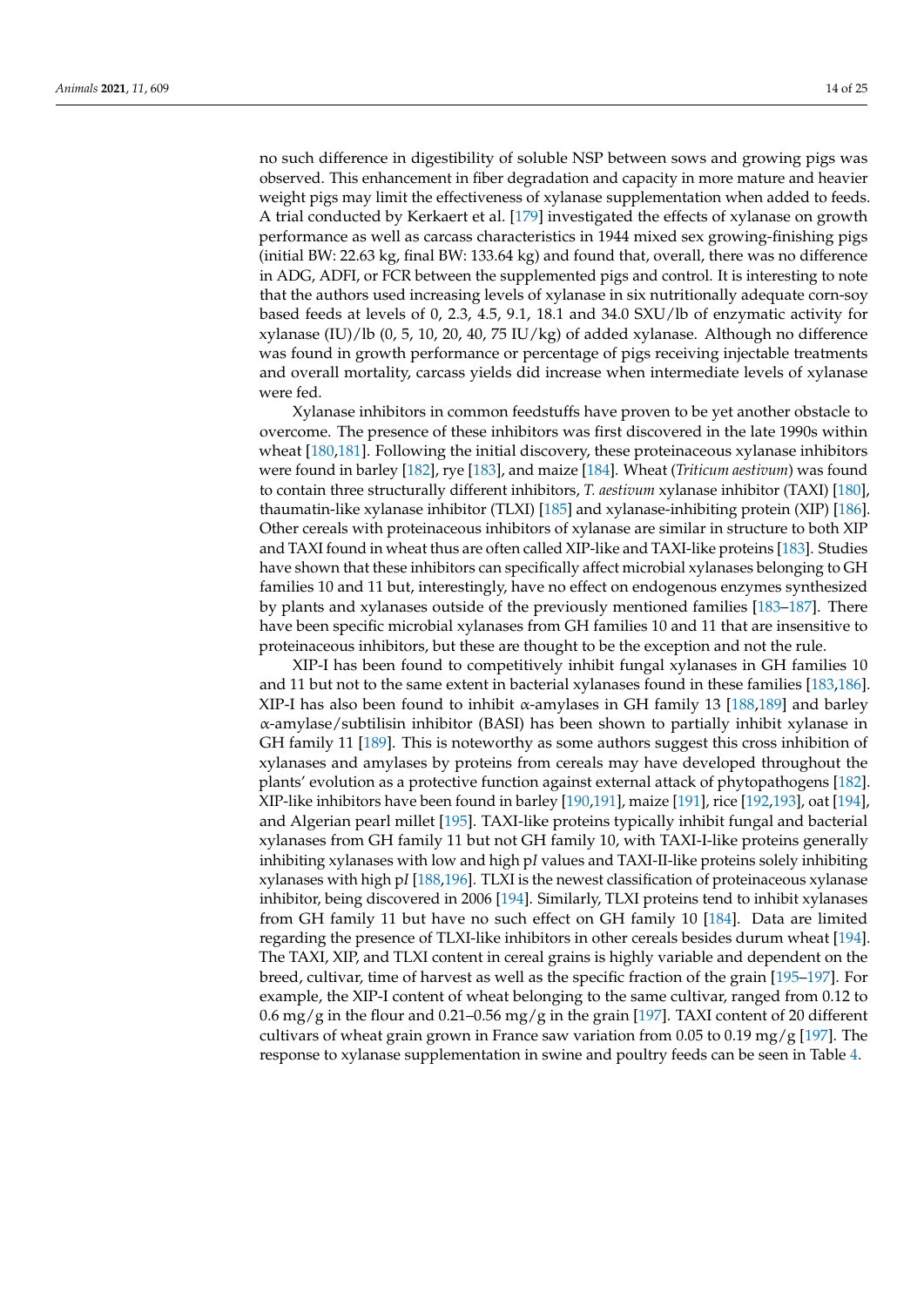no such difference in digestibility of soluble NSP between sows and growing pigs was observed. This enhancement in fiber degradation and capacity in more mature and heavier weight pigs may limit the effectiveness of xylanase supplementation when added to feeds. A trial conducted by Kerkaert et al. [179] investigated the effects of xylanase on growth performance as well as carcass characteristics in 1944 mixed sex growing-finishing pigs (initial BW: 22.63 kg, final BW: 133.64 kg) and found that, overall, there was no difference in ADG, ADFI, or FCR between the supplemented pigs and control. It is interesting to note that the authors used increasing levels of xylanase in six nutritionally adequate corn-soy based feeds at levels of 0, 2.3, 4.5, 9.1, 18.1 and 34.0 SXU/lb of enzymatic activity for xylanase (IU)/lb (0, 5, 10, 20, 40, 75 IU/kg) of added xylanase. Although no difference was found in growth performance or percentage of pigs receiving injectable treatments and overall mortality, carcass yields did increase when intermediate levels of xylanase were fed.

Xylanase inhibitors in common feedstuffs have proven to be yet another obstacle to overcome. The presence of these inhibitors was first discovered in the late 1990s within wheat [180,181]. Following the initial discovery, these proteinaceous xylanase inhibitors were found in barley [182], rye [183], and maize [184]. Wheat (*Triticum aestivum*) was found to contain three structurally different inhibitors, *T. aestivum* xylanase inhibitor (TAXI) [180], thaumatin-like xylanase inhibitor (TLXI) [185] and xylanase-inhibiting protein (XIP) [186]. Other cereals with proteinaceous inhibitors of xylanase are similar in structure to both XIP and TAXI found in wheat thus are often called XIP-like and TAXI-like proteins [183]. Studies have shown that these inhibitors can specifically affect microbial xylanases belonging to GH families 10 and 11 but, interestingly, have no effect on endogenous enzymes synthesized by plants and xylanases outside of the previously mentioned families [183–187]. There have been specific microbial xylanases from GH families 10 and 11 that are insensitive to proteinaceous inhibitors, but these are thought to be the exception and not the rule.

XIP-I has been found to competitively inhibit fungal xylanases in GH families 10 and 11 but not to the same extent in bacterial xylanases found in these families [183,186]. XIP-I has also been found to inhibit α-amylases in GH family 13 [188,189] and barley α-amylase/subtilisin inhibitor (BASI) has been shown to partially inhibit xylanase in GH family 11 [189]. This is noteworthy as some authors suggest this cross inhibition of xylanases and amylases by proteins from cereals may have developed throughout the plants' evolution as a protective function against external attack of phytopathogens [182]. XIP-like inhibitors have been found in barley [190,191], maize [191], rice [192,193], oat [194], and Algerian pearl millet [195]. TAXI-like proteins typically inhibit fungal and bacterial xylanases from GH family 11 but not GH family 10, with TAXI-I-like proteins generally inhibiting xylanases with low and high p*I* values and TAXI-II-like proteins solely inhibiting xylanases with high p*I* [188,196]. TLXI is the newest classification of proteinaceous xylanase inhibitor, being discovered in 2006 [194]. Similarly, TLXI proteins tend to inhibit xylanases from GH family 11 but have no such effect on GH family 10 [184]. Data are limited regarding the presence of TLXI-like inhibitors in other cereals besides durum wheat [194]. The TAXI, XIP, and TLXI content in cereal grains is highly variable and dependent on the breed, cultivar, time of harvest as well as the specific fraction of the grain [195–197]. For example, the XIP-I content of wheat belonging to the same cultivar, ranged from 0.12 to 0.6 mg/g in the flour and 0.21–0.56 mg/g in the grain [197]. TAXI content of 20 different cultivars of wheat grain grown in France saw variation from 0.05 to 0.19 mg/g [197]. The response to xylanase supplementation in swine and poultry feeds can be seen in Table 4.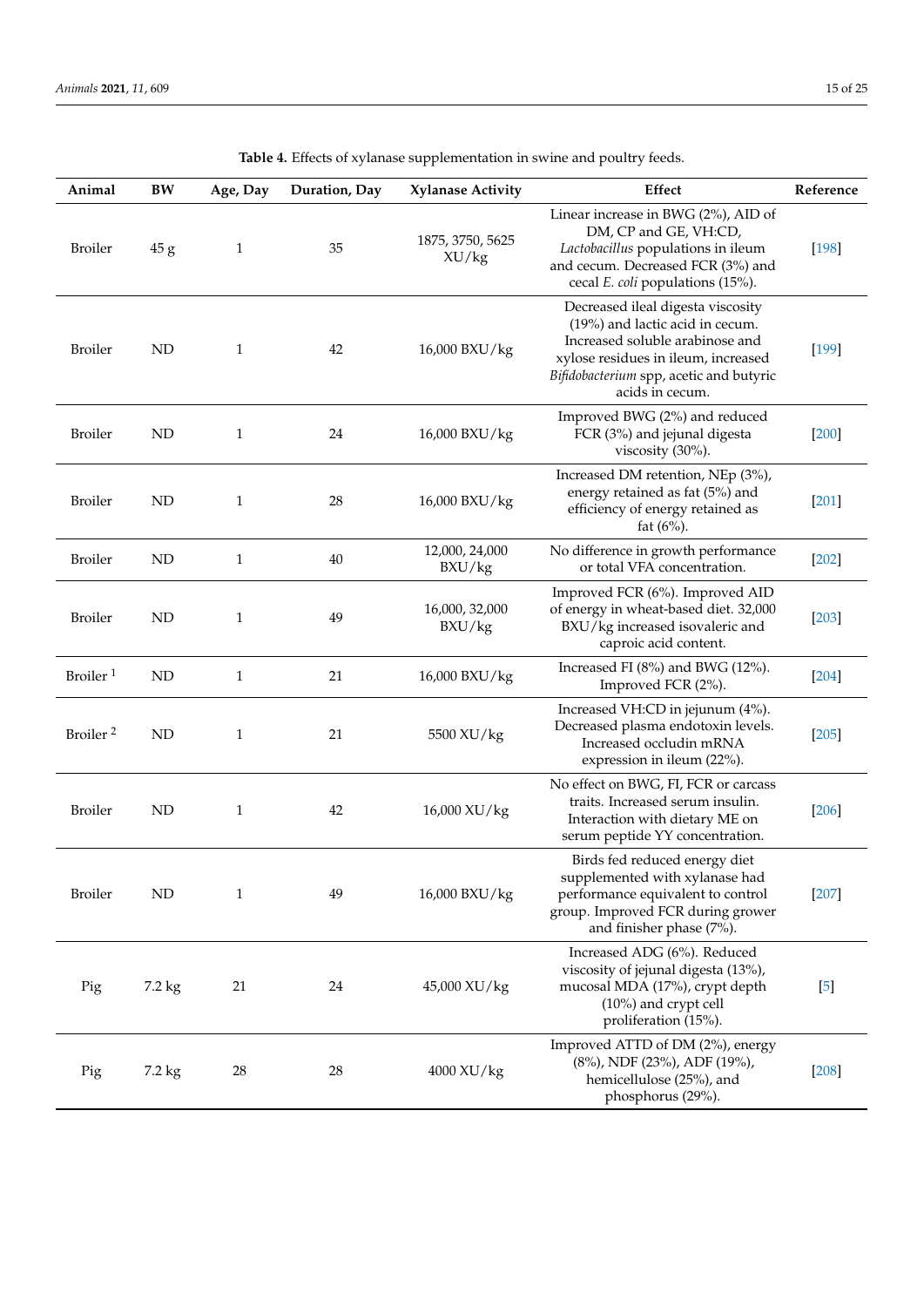**Table 4.** Effects of xylanase supplementation in swine and poultry feeds.

| Animal | BW | Age, Day | Duration, Day | Xylanase Activity | Effect | Reference |
| --- | --- | --- | --- | --- | --- | --- |
| Broiler | 45 g | 1 | 35 | 1875, 3750, 5625 XU/kg | Linear increase in BWG (2%), AID of DM, CP and GE, VH:CD, *Lactobacillus* populations in ileum and cecum. Decreased FCR (3%) and cecal *E. coli* populations (15%). | [198] |
| Broiler | ND | 1 | 42 | 16,000 BXU/kg | Decreased ileal digesta viscosity (19%) and lactic acid in cecum. Increased soluble arabinose and xylose residues in ileum, increased *Bifidobacterium* spp, acetic and butyric acids in cecum. | [199] |
| Broiler | ND | 1 | 24 | 16,000 BXU/kg | Improved BWG (2%) and reduced FCR (3%) and jejunal digesta viscosity (30%). | [200] |
| Broiler | ND | 1 | 28 | 16,000 BXU/kg | Increased DM retention, NEp (3%), energy retained as fat (5%) and efficiency of energy retained as fat (6%). | [201] |
| Broiler | ND | 1 | 40 | 12,000, 24,000 BXU/kg | No difference in growth performance or total VFA concentration. | [202] |
| Broiler | ND | 1 | 49 | 16,000, 32,000 BXU/kg | Improved FCR (6%). Improved AID of energy in wheat-based diet. 32,000 BXU/kg increased isovaleric and caproic acid content. | [203] |
| Broiler [1] | ND | 1 | 21 | 16,000 BXU/kg | Increased FI (8%) and BWG (12%). Improved FCR (2%). | [204] |
| Broiler [2] | ND | 1 | 21 | 5500 XU/kg | Increased VH:CD in jejunum (4%). Decreased plasma endotoxin levels. Increased occludin mRNA expression in ileum (22%). | [205] |
| Broiler | ND | 1 | 42 | 16,000 XU/kg | No effect on BWG, FI, FCR or carcass traits. Increased serum insulin. Interaction with dietary ME on serum peptide YY concentration. | [206] |
| Broiler | ND | 1 | 49 | 16,000 BXU/kg | Birds fed reduced energy diet supplemented with xylanase had performance equivalent to control group. Improved FCR during grower and finisher phase (7%). | [207] |
| Pig | 7.2 kg | 21 | 24 | 45,000 XU/kg | Increased ADG (6%). Reduced viscosity of jejunal digesta (13%), mucosal MDA (17%), crypt depth (10%) and crypt cell proliferation (15%). | [5] |
| Pig | 7.2 kg | 28 | 28 | 4000 XU/kg | Improved ATTD of DM (2%), energy (8%), NDF (23%), ADF (19%), hemicellulose (25%), and phosphorus (29%). | [208] |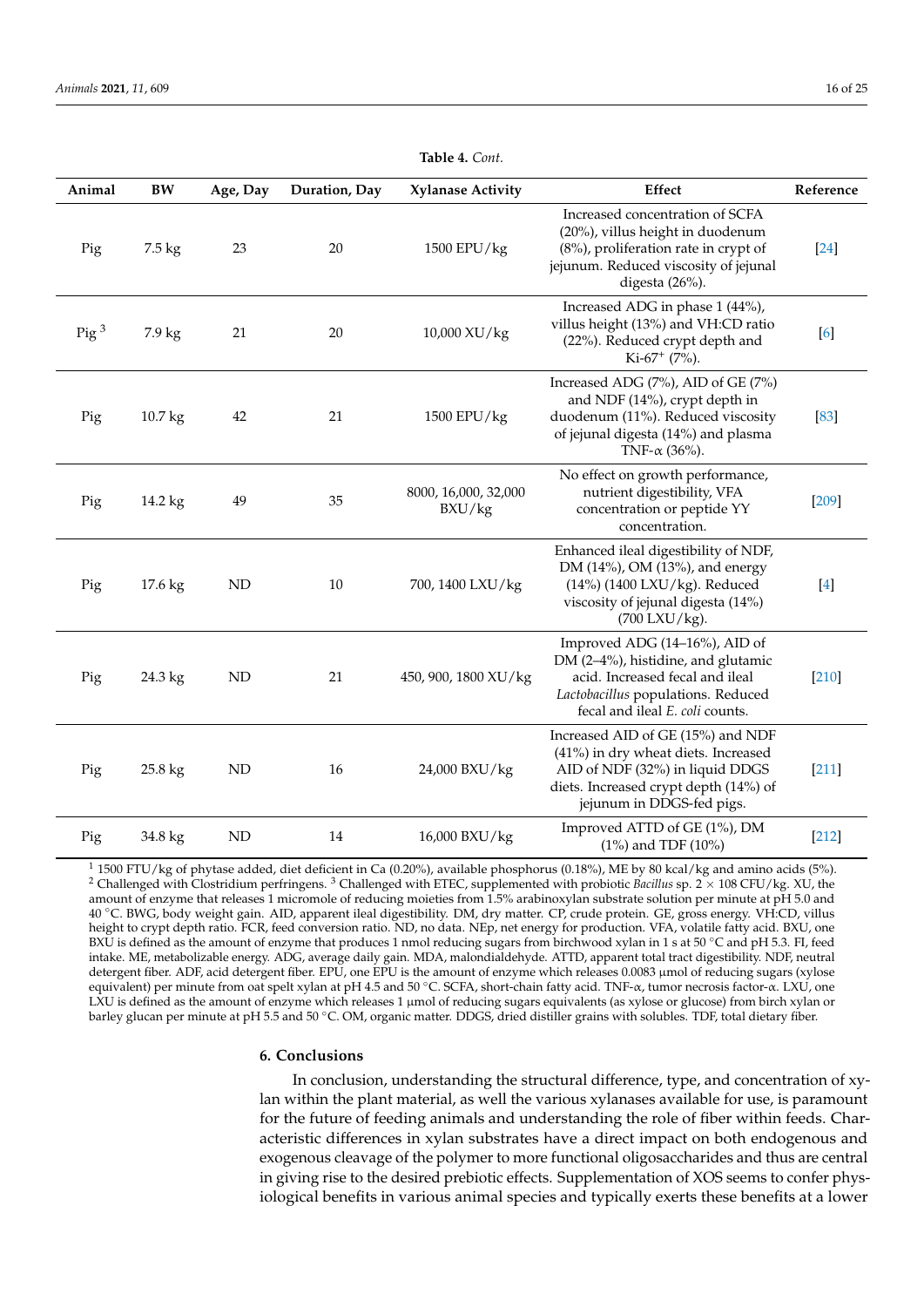**Table 4.** *Cont.*

| Animal | BW | Age, Day | Duration, Day | Xylanase Activity | Effect | Reference |
|---|---|---|---|---|---|---|
| Pig | 7.5 kg | 23 | 20 | 1500 EPU/kg | Increased concentration of SCFA (20%), villus height in duodenum (8%), proliferation rate in crypt of jejunum. Reduced viscosity of jejunal digesta (26%). | [24] |
| Pig [3] | 7.9 kg | 21 | 20 | 10,000 XU/kg | Increased ADG in phase 1 (44%), villus height (13%) and VH:CD ratio (22%). Reduced crypt depth and Ki-67$^{+}$ (7%). | [6] |
| Pig | 10.7 kg | 42 | 21 | 1500 EPU/kg | Increased ADG (7%), AID of GE (7%) and NDF (14%), crypt depth in duodenum (11%). Reduced viscosity of jejunal digesta (14%) and plasma TNF-α (36%). | [83] |
| Pig | 14.2 kg | 49 | 35 | 8000, 16,000, 32,000 BXU/kg | No effect on growth performance, nutrient digestibility, VFA concentration or peptide YY concentration. | [209] |
| Pig | 17.6 kg | ND | 10 | 700, 1400 LXU/kg | Enhanced ileal digestibility of NDF, DM (14%), OM (13%), and energy (14%) (1400 LXU/kg). Reduced viscosity of jejunal digesta (14%) (700 LXU/kg). | [4] |
| Pig | 24.3 kg | ND | 21 | 450, 900, 1800 XU/kg | Improved ADG (14–16%), AID of DM (2–4%), histidine, and glutamic acid. Increased fecal and ileal *Lactobacillus* populations. Reduced fecal and ileal *E. coli* counts. | [210] |
| Pig | 25.8 kg | ND | 16 | 24,000 BXU/kg | Increased AID of GE (15%) and NDF (41%) in dry wheat diets. Increased AID of NDF (32%) in liquid DDGS diets. Increased crypt depth (14%) of jejunum in DDGS-fed pigs. | [211] |
| Pig | 34.8 kg | ND | 14 | 16,000 BXU/kg | Improved ATTD of GE (1%), DM (1%) and TDF (10%) | [212] |

[1] 1500 FTU/kg of phytase added, diet deficient in Ca (0.20%), available phosphorus (0.18%), ME by 80 kcal/kg and amino acids (5%). [2] Challenged with Clostridium perfringens. [3] Challenged with ETEC, supplemented with probiotic *Bacillus* sp. 2 × 108 CFU/kg. XU, the amount of enzyme that releases 1 micromole of reducing moieties from 1.5% arabinoxylan substrate solution per minute at pH 5.0 and 40 °C. BWG, body weight gain. AID, apparent ileal digestibility. DM, dry matter. CP, crude protein. GE, gross energy. VH:CD, villus height to crypt depth ratio. FCR, feed conversion ratio. ND, no data. NEp, net energy for production. VFA, volatile fatty acid. BXU, one BXU is defined as the amount of enzyme that produces 1 nmol reducing sugars from birchwood xylan in 1 s at 50 °C and pH 5.3. FI, feed intake. ME, metabolizable energy. ADG, average daily gain. MDA, malondialdehyde. ATTD, apparent total tract digestibility. NDF, neutral detergent fiber. ADF, acid detergent fiber. EPU, one EPU is the amount of enzyme which releases 0.0083 μmol of reducing sugars (xylose equivalent) per minute from oat spelt xylan at pH 4.5 and 50 °C. SCFA, short-chain fatty acid. TNF-α, tumor necrosis factor-α. LXU, one LXU is defined as the amount of enzyme which releases 1 μmol of reducing sugars equivalents (as xylose or glucose) from birch xylan or barley glucan per minute at pH 5.5 and 50 °C. OM, organic matter. DDGS, dried distiller grains with solubles. TDF, total dietary fiber.

## 6. Conclusions

In conclusion, understanding the structural difference, type, and concentration of xylan within the plant material, as well the various xylanases available for use, is paramount for the future of feeding animals and understanding the role of fiber within feeds. Characteristic differences in xylan substrates have a direct impact on both endogenous and exogenous cleavage of the polymer to more functional oligosaccharides and thus are central in giving rise to the desired prebiotic effects. Supplementation of XOS seems to confer physiological benefits in various animal species and typically exerts these benefits at a lower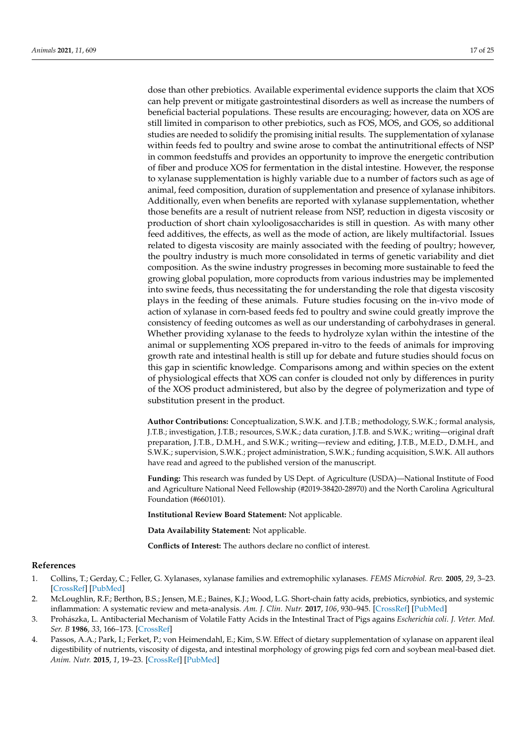dose than other prebiotics. Available experimental evidence supports the claim that XOS can help prevent or mitigate gastrointestinal disorders as well as increase the numbers of beneficial bacterial populations. These results are encouraging; however, data on XOS are still limited in comparison to other prebiotics, such as FOS, MOS, and GOS, so additional studies are needed to solidify the promising initial results. The supplementation of xylanase within feeds fed to poultry and swine arose to combat the antinutritional effects of NSP in common feedstuffs and provides an opportunity to improve the energetic contribution of fiber and produce XOS for fermentation in the distal intestine. However, the response to xylanase supplementation is highly variable due to a number of factors such as age of animal, feed composition, duration of supplementation and presence of xylanase inhibitors. Additionally, even when benefits are reported with xylanase supplementation, whether those benefits are a result of nutrient release from NSP, reduction in digesta viscosity or production of short chain xylooligosaccharides is still in question. As with many other feed additives, the effects, as well as the mode of action, are likely multifactorial. Issues related to digesta viscosity are mainly associated with the feeding of poultry; however, the poultry industry is much more consolidated in terms of genetic variability and diet composition. As the swine industry progresses in becoming more sustainable to feed the growing global population, more coproducts from various industries may be implemented into swine feeds, thus necessitating the for understanding the role that digesta viscosity plays in the feeding of these animals. Future studies focusing on the in-vivo mode of action of xylanase in corn-based feeds fed to poultry and swine could greatly improve the consistency of feeding outcomes as well as our understanding of carbohydrases in general. Whether providing xylanase to the feeds to hydrolyze xylan within the intestine of the animal or supplementing XOS prepared in-vitro to the feeds of animals for improving growth rate and intestinal health is still up for debate and future studies should focus on this gap in scientific knowledge. Comparisons among and within species on the extent of physiological effects that XOS can confer is clouded not only by differences in purity of the XOS product administered, but also by the degree of polymerization and type of substitution present in the product.

**Author Contributions:** Conceptualization, S.W.K. and J.T.B.; methodology, S.W.K.; formal analysis, J.T.B.; investigation, J.T.B.; resources, S.W.K.; data curation, J.T.B. and S.W.K.; writing—original draft preparation, J.T.B., D.M.H., and S.W.K.; writing—review and editing, J.T.B., M.E.D., D.M.H., and S.W.K.; supervision, S.W.K.; project administration, S.W.K.; funding acquisition, S.W.K. All authors have read and agreed to the published version of the manuscript.

**Funding:** This research was funded by US Dept. of Agriculture (USDA)—National Institute of Food and Agriculture National Need Fellowship (#2019-38420-28970) and the North Carolina Agricultural Foundation (#660101).

**Institutional Review Board Statement:** Not applicable.

**Data Availability Statement:** Not applicable.

**Conflicts of Interest:** The authors declare no conflict of interest.

## References

1. Collins, T.; Gerday, C.; Feller, G. Xylanases, xylanase families and extremophilic xylanases. *FEMS Microbiol. Rev.* **2005**, *29*, 3–23. [CrossRef] [PubMed]
2. McLoughlin, R.F.; Berthon, B.S.; Jensen, M.E.; Baines, K.J.; Wood, L.G. Short-chain fatty acids, prebiotics, synbiotics, and systemic inflammation: A systematic review and meta-analysis. *Am. J. Clin. Nutr.* **2017**, *106*, 930–945. [CrossRef] [PubMed]
3. Prohászka, L. Antibacterial Mechanism of Volatile Fatty Acids in the Intestinal Tract of Pigs agains *Escherichia coli*. *J. Veter. Med. Ser. B* **1986**, *33*, 166–173. [CrossRef]
4. Passos, A.A.; Park, I.; Ferket, P.; von Heimendahl, E.; Kim, S.W. Effect of dietary supplementation of xylanase on apparent ileal digestibility of nutrients, viscosity of digesta, and intestinal morphology of growing pigs fed corn and soybean meal-based diet. *Anim. Nutr.* **2015**, *1*, 19–23. [CrossRef] [PubMed]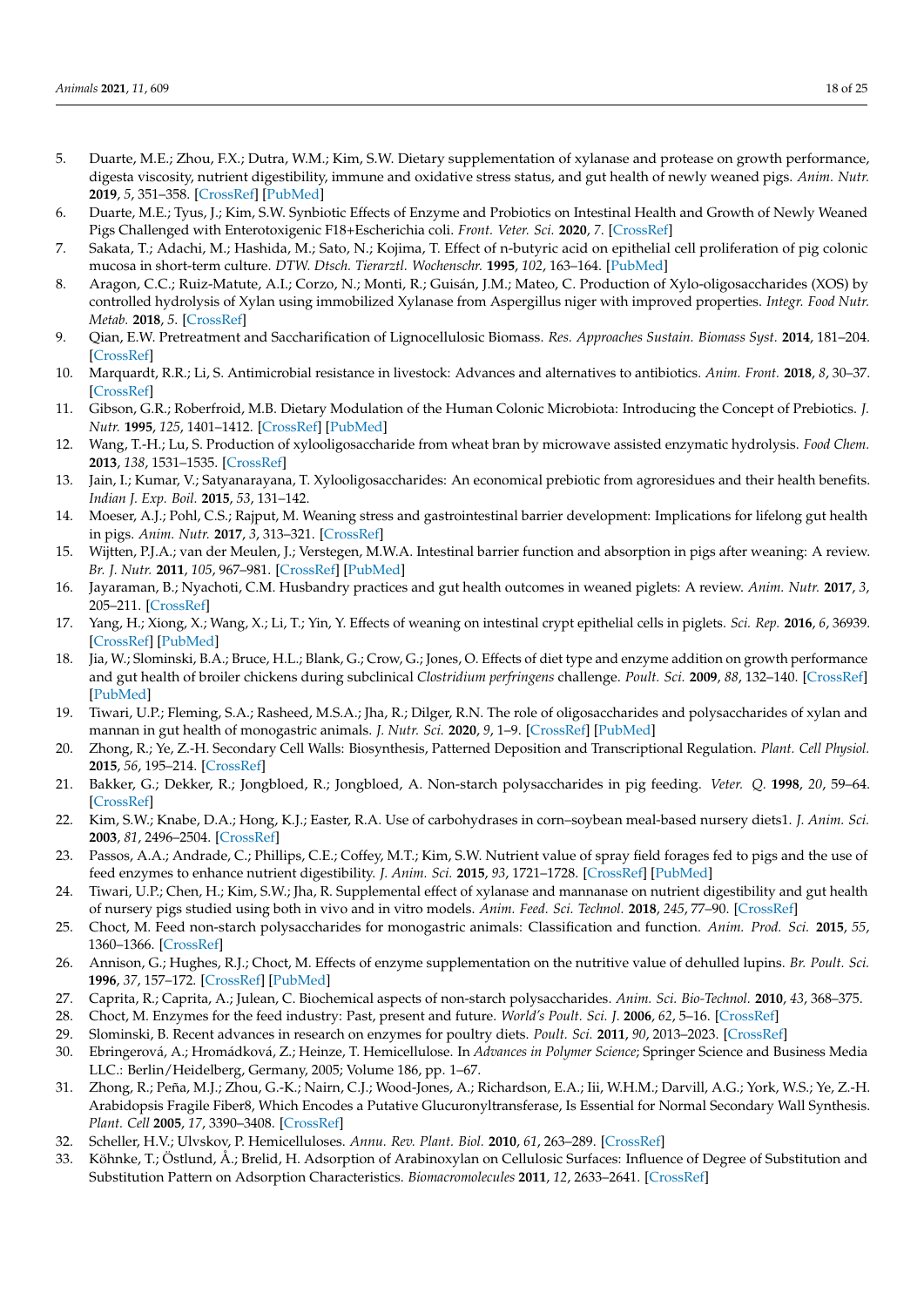5. Duarte, M.E.; Zhou, F.X.; Dutra, W.M.; Kim, S.W. Dietary supplementation of xylanase and protease on growth performance, digesta viscosity, nutrient digestibility, immune and oxidative stress status, and gut health of newly weaned pigs. *Anim. Nutr.* **2019**, *5*, 351–358. [CrossRef] [PubMed]
6. Duarte, M.E.; Tyus, J.; Kim, S.W. Synbiotic Effects of Enzyme and Probiotics on Intestinal Health and Growth of Newly Weaned Pigs Challenged with Enterotoxigenic F18+Escherichia coli. *Front. Veter. Sci.* **2020**, *7*. [CrossRef]
7. Sakata, T.; Adachi, M.; Hashida, M.; Sato, N.; Kojima, T. Effect of n-butyric acid on epithelial cell proliferation of pig colonic mucosa in short-term culture. *DTW. Dtsch. Tierarztl. Wochenschr.* **1995**, *102*, 163–164. [PubMed]
8. Aragon, C.C.; Ruiz-Matute, A.I.; Corzo, N.; Monti, R.; Guisán, J.M.; Mateo, C. Production of Xylo-oligosaccharides (XOS) by controlled hydrolysis of Xylan using immobilized Xylanase from Aspergillus niger with improved properties. *Integr. Food Nutr. Metab.* **2018**, *5*. [CrossRef]
9. Qian, E.W. Pretreatment and Saccharification of Lignocellulosic Biomass. *Res. Approaches Sustain. Biomass Syst.* **2014**, 181–204. [CrossRef]
10. Marquardt, R.R.; Li, S. Antimicrobial resistance in livestock: Advances and alternatives to antibiotics. *Anim. Front.* **2018**, *8*, 30–37. [CrossRef]
11. Gibson, G.R.; Roberfroid, M.B. Dietary Modulation of the Human Colonic Microbiota: Introducing the Concept of Prebiotics. *J. Nutr.* **1995**, *125*, 1401–1412. [CrossRef] [PubMed]
12. Wang, T.-H.; Lu, S. Production of xylooligosaccharide from wheat bran by microwave assisted enzymatic hydrolysis. *Food Chem.* **2013**, *138*, 1531–1535. [CrossRef]
13. Jain, I.; Kumar, V.; Satyanarayana, T. Xylooligosaccharides: An economical prebiotic from agroresidues and their health benefits. *Indian J. Exp. Boil.* **2015**, *53*, 131–142.
14. Moeser, A.J.; Pohl, C.S.; Rajput, M. Weaning stress and gastrointestinal barrier development: Implications for lifelong gut health in pigs. *Anim. Nutr.* **2017**, *3*, 313–321. [CrossRef]
15. Wijtten, P.J.A.; van der Meulen, J.; Verstegen, M.W.A. Intestinal barrier function and absorption in pigs after weaning: A review. *Br. J. Nutr.* **2011**, *105*, 967–981. [CrossRef] [PubMed]
16. Jayaraman, B.; Nyachoti, C.M. Husbandry practices and gut health outcomes in weaned piglets: A review. *Anim. Nutr.* **2017**, *3*, 205–211. [CrossRef]
17. Yang, H.; Xiong, X.; Wang, X.; Li, T.; Yin, Y. Effects of weaning on intestinal crypt epithelial cells in piglets. *Sci. Rep.* **2016**, *6*, 36939. [CrossRef] [PubMed]
18. Jia, W.; Slominski, B.A.; Bruce, H.L.; Blank, G.; Crow, G.; Jones, O. Effects of diet type and enzyme addition on growth performance and gut health of broiler chickens during subclinical *Clostridium perfringens* challenge. *Poult. Sci.* **2009**, *88*, 132–140. [CrossRef] [PubMed]
19. Tiwari, U.P.; Fleming, S.A.; Rasheed, M.S.A.; Jha, R.; Dilger, R.N. The role of oligosaccharides and polysaccharides of xylan and mannan in gut health of monogastric animals. *J. Nutr. Sci.* **2020**, *9*, 1–9. [CrossRef] [PubMed]
20. Zhong, R.; Ye, Z.-H. Secondary Cell Walls: Biosynthesis, Patterned Deposition and Transcriptional Regulation. *Plant. Cell Physiol.* **2015**, *56*, 195–214. [CrossRef]
21. Bakker, G.; Dekker, R.; Jongbloed, R.; Jongbloed, A. Non-starch polysaccharides in pig feeding. *Veter. Q.* **1998**, *20*, 59–64. [CrossRef]
22. Kim, S.W.; Knabe, D.A.; Hong, K.J.; Easter, R.A. Use of carbohydrases in corn–soybean meal-based nursery diets1. *J. Anim. Sci.* **2003**, *81*, 2496–2504. [CrossRef]
23. Passos, A.A.; Andrade, C.; Phillips, C.E.; Coffey, M.T.; Kim, S.W. Nutrient value of spray field forages fed to pigs and the use of feed enzymes to enhance nutrient digestibility. *J. Anim. Sci.* **2015**, *93*, 1721–1728. [CrossRef] [PubMed]
24. Tiwari, U.P.; Chen, H.; Kim, S.W.; Jha, R. Supplemental effect of xylanase and mannanase on nutrient digestibility and gut health of nursery pigs studied using both in vivo and in vitro models. *Anim. Feed. Sci. Technol.* **2018**, *245*, 77–90. [CrossRef]
25. Choct, M. Feed non-starch polysaccharides for monogastric animals: Classification and function. *Anim. Prod. Sci.* **2015**, *55*, 1360–1366. [CrossRef]
26. Annison, G.; Hughes, R.J.; Choct, M. Effects of enzyme supplementation on the nutritive value of dehulled lupins. *Br. Poult. Sci.* **1996**, *37*, 157–172. [CrossRef] [PubMed]
27. Caprita, R.; Caprita, A.; Julean, C. Biochemical aspects of non-starch polysaccharides. *Anim. Sci. Bio-Technol.* **2010**, *43*, 368–375.
28. Choct, M. Enzymes for the feed industry: Past, present and future. *World's Poult. Sci. J.* **2006**, *62*, 5–16. [CrossRef]
29. Slominski, B. Recent advances in research on enzymes for poultry diets. *Poult. Sci.* **2011**, *90*, 2013–2023. [CrossRef]
30. Ebringerová, A.; Hromádková, Z.; Heinze, T. Hemicellulose. In *Advances in Polymer Science*; Springer Science and Business Media LLC.: Berlin/Heidelberg, Germany, 2005; Volume 186, pp. 1–67.
31. Zhong, R.; Peña, M.J.; Zhou, G.-K.; Nairn, C.J.; Wood-Jones, A.; Richardson, E.A.; Iii, W.H.M.; Darvill, A.G.; York, W.S.; Ye, Z.-H. Arabidopsis Fragile Fiber8, Which Encodes a Putative Glucuronyltransferase, Is Essential for Normal Secondary Wall Synthesis. *Plant. Cell* **2005**, *17*, 3390–3408. [CrossRef]
32. Scheller, H.V.; Ulvskov, P. Hemicelluloses. *Annu. Rev. Plant. Biol.* **2010**, *61*, 263–289. [CrossRef]
33. Köhnke, T.; Östlund, Å.; Brelid, H. Adsorption of Arabinoxylan on Cellulosic Surfaces: Influence of Degree of Substitution and Substitution Pattern on Adsorption Characteristics. *Biomacromolecules* **2011**, *12*, 2633–2641. [CrossRef]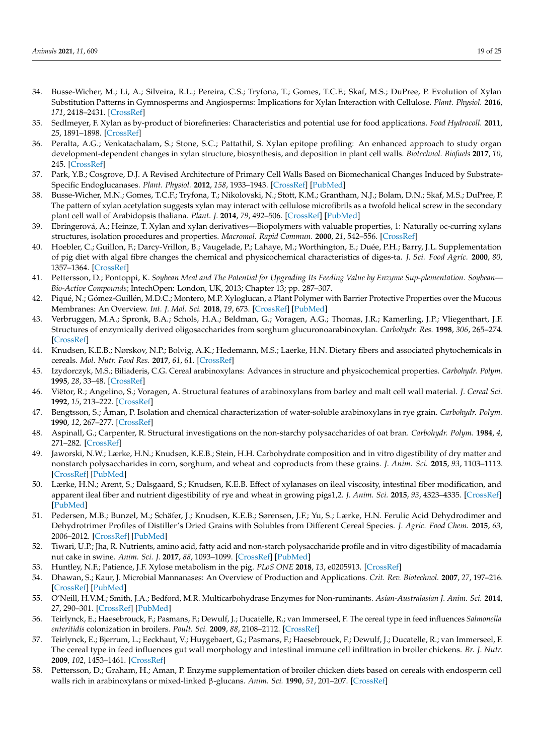34. Busse-Wicher, M.; Li, A.; Silveira, R.L.; Pereira, C.S.; Tryfona, T.; Gomes, T.C.F.; Skaf, M.S.; DuPree, P. Evolution of Xylan Substitution Patterns in Gymnosperms and Angiosperms: Implications for Xylan Interaction with Cellulose. *Plant. Physiol.* **2016**, *171*, 2418–2431. [CrossRef]
35. Sedlmeyer, F. Xylan as by-product of biorefineries: Characteristics and potential use for food applications. *Food Hydrocoll.* **2011**, *25*, 1891–1898. [CrossRef]
36. Peralta, A.G.; Venkatachalam, S.; Stone, S.C.; Pattathil, S. Xylan epitope profiling: An enhanced approach to study organ development-dependent changes in xylan structure, biosynthesis, and deposition in plant cell walls. *Biotechnol. Biofuels* **2017**, *10*, 245. [CrossRef]
37. Park, Y.B.; Cosgrove, D.J. A Revised Architecture of Primary Cell Walls Based on Biomechanical Changes Induced by Substrate-Specific Endoglucanases. *Plant. Physiol.* **2012**, *158*, 1933–1943. [CrossRef] [PubMed]
38. Busse-Wicher, M.N.; Gomes, T.C.F.; Tryfona, T.; Nikolovski, N.; Stott, K.M.; Grantham, N.J.; Bolam, D.N.; Skaf, M.S.; DuPree, P. The pattern of xylan acetylation suggests xylan may interact with cellulose microfibrils as a twofold helical screw in the secondary plant cell wall of Arabidopsis thaliana. *Plant. J.* **2014**, *79*, 492–506. [CrossRef] [PubMed]
39. Ebringerová, A.; Heinze, T. Xylan and xylan derivatives—Biopolymers with valuable properties, 1: Naturally oc-curring xylans structures, isolation procedures and properties. *Macromol. Rapid Commun.* **2000**, *21*, 542–556. [CrossRef]
40. Hoebler, C.; Guillon, F.; Darcy-Vrillon, B.; Vaugelade, P.; Lahaye, M.; Worthington, E.; Duée, P.H.; Barry, J.L. Supplementation of pig diet with algal fibre changes the chemical and physicochemical characteristics of diges-ta. *J. Sci. Food Agric.* **2000**, *80*, 1357–1364. [CrossRef]
41. Pettersson, D.; Pontoppi, K. *Soybean Meal and The Potential for Upgrading Its Feeding Value by Enzyme Sup-plementation. Soybean—Bio-Active Compounds*; IntechOpen: London, UK, 2013; Chapter 13; pp. 287–307.
42. Piqué, N.; Gómez-Guillén, M.D.C.; Montero, M.P. Xyloglucan, a Plant Polymer with Barrier Protective Properties over the Mucous Membranes: An Overview. *Int. J. Mol. Sci.* **2018**, *19*, 673. [CrossRef] [PubMed]
43. Verbruggen, M.A.; Spronk, B.A.; Schols, H.A.; Beldman, G.; Voragen, A.G.; Thomas, J.R.; Kamerling, J.P.; Vliegenthart, J.F. Structures of enzymically derived oligosaccharides from sorghum glucuronoarabinoxylan. *Carbohydr. Res.* **1998**, *306*, 265–274. [CrossRef]
44. Knudsen, K.E.B.; Nørskov, N.P.; Bolvig, A.K.; Hedemann, M.S.; Laerke, H.N. Dietary fibers and associated phytochemicals in cereals. *Mol. Nutr. Food Res.* **2017**, *61*, 61. [CrossRef]
45. Izydorczyk, M.S.; Biliaderis, C.G. Cereal arabinoxylans: Advances in structure and physicochemical properties. *Carbohydr. Polym.* **1995**, *28*, 33–48. [CrossRef]
46. Viëtor, R.; Angelino, S.; Voragen, A. Structural features of arabinoxylans from barley and malt cell wall material. *J. Cereal Sci.* **1992**, *15*, 213–222. [CrossRef]
47. Bengtsson, S.; Åman, P. Isolation and chemical characterization of water-soluble arabinoxylans in rye grain. *Carbohydr. Polym.* **1990**, *12*, 267–277. [CrossRef]
48. Aspinall, G.; Carpenter, R. Structural investigations on the non-starchy polysaccharides of oat bran. *Carbohydr. Polym.* **1984**, *4*, 271–282. [CrossRef]
49. Jaworski, N.W.; Lærke, H.N.; Knudsen, K.E.B.; Stein, H.H. Carbohydrate composition and in vitro digestibility of dry matter and nonstarch polysaccharides in corn, sorghum, and wheat and coproducts from these grains. *J. Anim. Sci.* **2015**, *93*, 1103–1113. [CrossRef] [PubMed]
50. Lærke, H.N.; Arent, S.; Dalsgaard, S.; Knudsen, K.E.B. Effect of xylanases on ileal viscosity, intestinal fiber modification, and apparent ileal fiber and nutrient digestibility of rye and wheat in growing pigs1,2. *J. Anim. Sci.* **2015**, *93*, 4323–4335. [CrossRef] [PubMed]
51. Pedersen, M.B.; Bunzel, M.; Schäfer, J.; Knudsen, K.E.B.; Sørensen, J.F.; Yu, S.; Lærke, H.N. Ferulic Acid Dehydrodimer and Dehydrotrimer Profiles of Distiller's Dried Grains with Solubles from Different Cereal Species. *J. Agric. Food Chem.* **2015**, *63*, 2006–2012. [CrossRef] [PubMed]
52. Tiwari, U.P.; Jha, R. Nutrients, amino acid, fatty acid and non-starch polysaccharide profile and in vitro digestibility of macadamia nut cake in swine. *Anim. Sci. J.* **2017**, *88*, 1093–1099. [CrossRef] [PubMed]
53. Huntley, N.F.; Patience, J.F. Xylose metabolism in the pig. *PLoS ONE* **2018**, *13*, e0205913. [CrossRef]
54. Dhawan, S.; Kaur, J. Microbial Mannanases: An Overview of Production and Applications. *Crit. Rev. Biotechnol.* **2007**, *27*, 197–216. [CrossRef] [PubMed]
55. O'Neill, H.V.M.; Smith, J.A.; Bedford, M.R. Multicarbohydrase Enzymes for Non-ruminants. *Asian-Australasian J. Anim. Sci.* **2014**, *27*, 290–301. [CrossRef] [PubMed]
56. Teirlynck, E.; Haesebrouck, F.; Pasmans, F.; Dewulf, J.; Ducatelle, R.; van Immerseel, F. The cereal type in feed influences *Salmonella enteritidis* colonization in broilers. *Poult. Sci.* **2009**, *88*, 2108–2112. [CrossRef]
57. Teirlynck, E.; Bjerrum, L.; Eeckhaut, V.; Huygebaert, G.; Pasmans, F.; Haesebrouck, F.; Dewulf, J.; Ducatelle, R.; van Immerseel, F. The cereal type in feed influences gut wall morphology and intestinal immune cell infiltration in broiler chickens. *Br. J. Nutr.* **2009**, *102*, 1453–1461. [CrossRef]
58. Pettersson, D.; Graham, H.; Aman, P. Enzyme supplementation of broiler chicken diets based on cereals with endosperm cell walls rich in arabinoxylans or mixed-linked β-glucans. *Anim. Sci.* **1990**, *51*, 201–207. [CrossRef]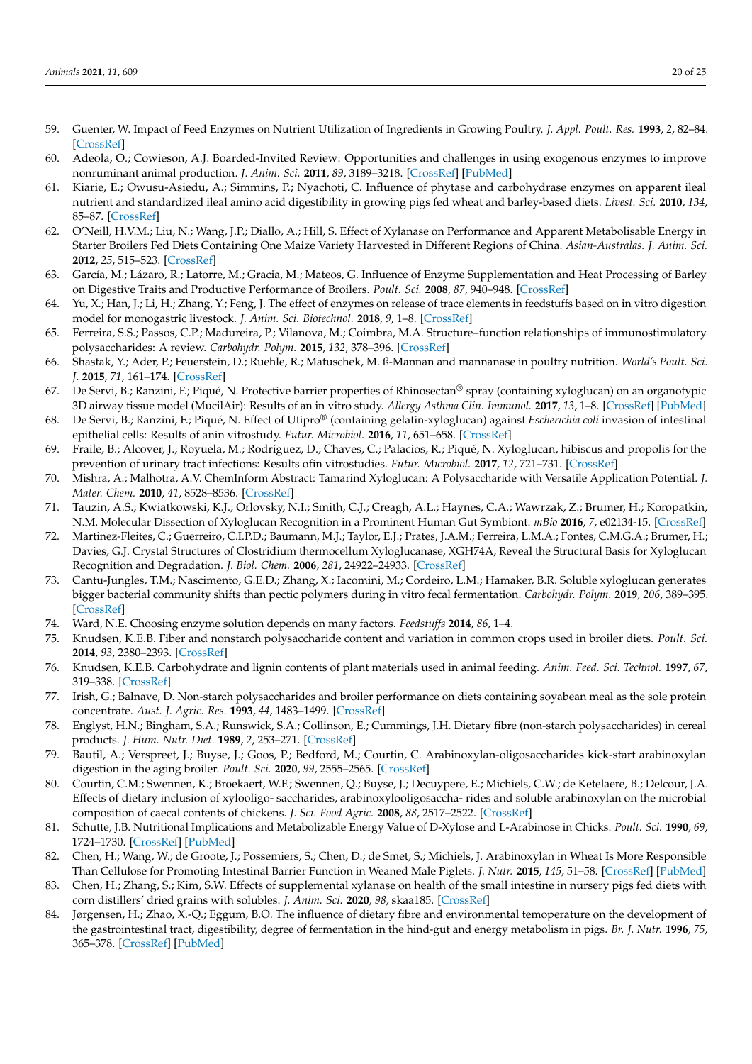59. Guenter, W. Impact of Feed Enzymes on Nutrient Utilization of Ingredients in Growing Poultry. *J. Appl. Poult. Res.* **1993**, *2*, 82–84. [CrossRef]
60. Adeola, O.; Cowieson, A.J. Boarded-Invited Review: Opportunities and challenges in using exogenous enzymes to improve nonruminant animal production. *J. Anim. Sci.* **2011**, *89*, 3189–3218. [CrossRef] [PubMed]
61. Kiarie, E.; Owusu-Asiedu, A.; Simmins, P.; Nyachoti, C. Influence of phytase and carbohydrase enzymes on apparent ileal nutrient and standardized ileal amino acid digestibility in growing pigs fed wheat and barley-based diets. *Livest. Sci.* **2010**, *134*, 85–87. [CrossRef]
62. O'Neill, H.V.M.; Liu, N.; Wang, J.P.; Diallo, A.; Hill, S. Effect of Xylanase on Performance and Apparent Metabolisable Energy in Starter Broilers Fed Diets Containing One Maize Variety Harvested in Different Regions of China. *Asian-Australas. J. Anim. Sci.* **2012**, *25*, 515–523. [CrossRef]
63. García, M.; Lázaro, R.; Latorre, M.; Gracia, M.; Mateos, G. Influence of Enzyme Supplementation and Heat Processing of Barley on Digestive Traits and Productive Performance of Broilers. *Poult. Sci.* **2008**, *87*, 940–948. [CrossRef]
64. Yu, X.; Han, J.; Li, H.; Zhang, Y.; Feng, J. The effect of enzymes on release of trace elements in feedstuffs based on in vitro digestion model for monogastric livestock. *J. Anim. Sci. Biotechnol.* **2018**, *9*, 1–8. [CrossRef]
65. Ferreira, S.S.; Passos, C.P.; Madureira, P.; Vilanova, M.; Coimbra, M.A. Structure–function relationships of immunostimulatory polysaccharides: A review. *Carbohydr. Polym.* **2015**, *132*, 378–396. [CrossRef]
66. Shastak, Y.; Ader, P.; Feuerstein, D.; Ruehle, R.; Matuschek, M. ß-Mannan and mannanase in poultry nutrition. *World's Poult. Sci. J.* **2015**, *71*, 161–174. [CrossRef]
67. De Servi, B.; Ranzini, F.; Piqué, N. Protective barrier properties of Rhinosectan® spray (containing xyloglucan) on an organotypic 3D airway tissue model (MucilAir): Results of an in vitro study. *Allergy Asthma Clin. Immunol.* **2017**, *13*, 1–8. [CrossRef] [PubMed]
68. De Servi, B.; Ranzini, F.; Piqué, N. Effect of Utipro® (containing gelatin-xyloglucan) against *Escherichia coli* invasion of intestinal epithelial cells: Results of anin vitrostudy. *Futur. Microbiol.* **2016**, *11*, 651–658. [CrossRef]
69. Fraile, B.; Alcover, J.; Royuela, M.; Rodríguez, D.; Chaves, C.; Palacios, R.; Piqué, N. Xyloglucan, hibiscus and propolis for the prevention of urinary tract infections: Results ofin vitrostudies. *Futur. Microbiol.* **2017**, *12*, 721–731. [CrossRef]
70. Mishra, A.; Malhotra, A.V. ChemInform Abstract: Tamarind Xyloglucan: A Polysaccharide with Versatile Application Potential. *J. Mater. Chem.* **2010**, *41*, 8528–8536. [CrossRef]
71. Tauzin, A.S.; Kwiatkowski, K.J.; Orlovsky, N.I.; Smith, C.J.; Creagh, A.L.; Haynes, C.A.; Wawrzak, Z.; Brumer, H.; Koropatkin, N.M. Molecular Dissection of Xyloglucan Recognition in a Prominent Human Gut Symbiont. *mBio* **2016**, *7*, e02134-15. [CrossRef]
72. Martinez-Fleites, C.; Guerreiro, C.I.P.D.; Baumann, M.J.; Taylor, E.J.; Prates, J.A.M.; Ferreira, L.M.A.; Fontes, C.M.G.A.; Brumer, H.; Davies, G.J. Crystal Structures of Clostridium thermocellum Xyloglucanase, XGH74A, Reveal the Structural Basis for Xyloglucan Recognition and Degradation. *J. Biol. Chem.* **2006**, *281*, 24922–24933. [CrossRef]
73. Cantu-Jungles, T.M.; Nascimento, G.E.D.; Zhang, X.; Iacomini, M.; Cordeiro, L.M.; Hamaker, B.R. Soluble xyloglucan generates bigger bacterial community shifts than pectic polymers during in vitro fecal fermentation. *Carbohydr. Polym.* **2019**, *206*, 389–395. [CrossRef]
74. Ward, N.E. Choosing enzyme solution depends on many factors. *Feedstuffs* **2014**, *86*, 1–4.
75. Knudsen, K.E.B. Fiber and nonstarch polysaccharide content and variation in common crops used in broiler diets. *Poult. Sci.* **2014**, *93*, 2380–2393. [CrossRef]
76. Knudsen, K.E.B. Carbohydrate and lignin contents of plant materials used in animal feeding. *Anim. Feed. Sci. Technol.* **1997**, *67*, 319–338. [CrossRef]
77. Irish, G.; Balnave, D. Non-starch polysaccharides and broiler performance on diets containing soyabean meal as the sole protein concentrate. *Aust. J. Agric. Res.* **1993**, *44*, 1483–1499. [CrossRef]
78. Englyst, H.N.; Bingham, S.A.; Runswick, S.A.; Collinson, E.; Cummings, J.H. Dietary fibre (non-starch polysaccharides) in cereal products. *J. Hum. Nutr. Diet.* **1989**, *2*, 253–271. [CrossRef]
79. Bautil, A.; Verspreet, J.; Buyse, J.; Goos, P.; Bedford, M.; Courtin, C. Arabinoxylan-oligosaccharides kick-start arabinoxylan digestion in the aging broiler. *Poult. Sci.* **2020**, *99*, 2555–2565. [CrossRef]
80. Courtin, C.M.; Swennen, K.; Broekaert, W.F.; Swennen, Q.; Buyse, J.; Decuypere, E.; Michiels, C.W.; de Ketelaere, B.; Delcour, J.A. Effects of dietary inclusion of xylooligo- saccharides, arabinoxylooligosaccha- rides and soluble arabinoxylan on the microbial composition of caecal contents of chickens. *J. Sci. Food Agric.* **2008**, *88*, 2517–2522. [CrossRef]
81. Schutte, J.B. Nutritional Implications and Metabolizable Energy Value of D-Xylose and L-Arabinose in Chicks. *Poult. Sci.* **1990**, *69*, 1724–1730. [CrossRef] [PubMed]
82. Chen, H.; Wang, W.; de Groote, J.; Possemiers, S.; Chen, D.; de Smet, S.; Michiels, J. Arabinoxylan in Wheat Is More Responsible Than Cellulose for Promoting Intestinal Barrier Function in Weaned Male Piglets. *J. Nutr.* **2015**, *145*, 51–58. [CrossRef] [PubMed]
83. Chen, H.; Zhang, S.; Kim, S.W. Effects of supplemental xylanase on health of the small intestine in nursery pigs fed diets with corn distillers' dried grains with solubles. *J. Anim. Sci.* **2020**, *98*, skaa185. [CrossRef]
84. Jørgensen, H.; Zhao, X.-Q.; Eggum, B.O. The influence of dietary fibre and environmental temoperature on the development of the gastrointestinal tract, digestibility, degree of fermentation in the hind-gut and energy metabolism in pigs. *Br. J. Nutr.* **1996**, *75*, 365–378. [CrossRef] [PubMed]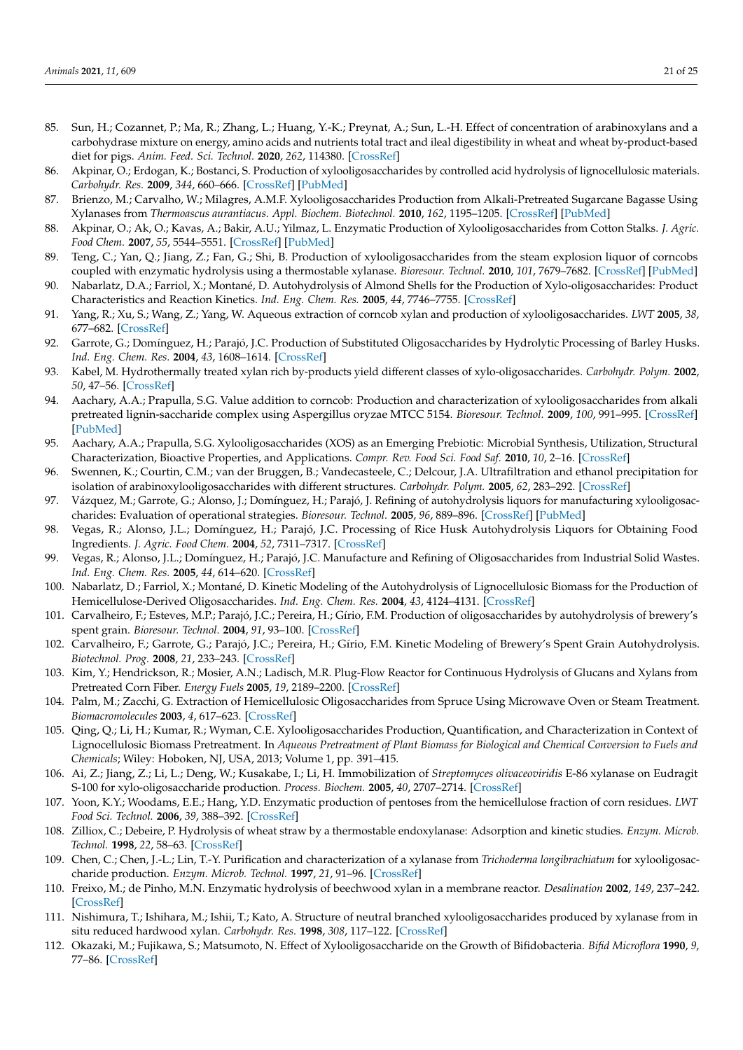85. Sun, H.; Cozannet, P.; Ma, R.; Zhang, L.; Huang, Y.-K.; Preynat, A.; Sun, L.-H. Effect of concentration of arabinoxylans and a carbohydrase mixture on energy, amino acids and nutrients total tract and ileal digestibility in wheat and wheat by-product-based diet for pigs. *Anim. Feed. Sci. Technol.* **2020**, *262*, 114380. [CrossRef]
86. Akpinar, O.; Erdogan, K.; Bostanci, S. Production of xylooligosaccharides by controlled acid hydrolysis of lignocellulosic materials. *Carbohydr. Res.* **2009**, *344*, 660–666. [CrossRef] [PubMed]
87. Brienzo, M.; Carvalho, W.; Milagres, A.M.F. Xylooligosaccharides Production from Alkali-Pretreated Sugarcane Bagasse Using Xylanases from *Thermoascus aurantiacus*. *Appl. Biochem. Biotechnol.* **2010**, *162*, 1195–1205. [CrossRef] [PubMed]
88. Akpinar, O.; Ak, O.; Kavas, A.; Bakir, A.U.; Yilmaz, L. Enzymatic Production of Xylooligosaccharides from Cotton Stalks. *J. Agric. Food Chem.* **2007**, *55*, 5544–5551. [CrossRef] [PubMed]
89. Teng, C.; Yan, Q.; Jiang, Z.; Fan, G.; Shi, B. Production of xylooligosaccharides from the steam explosion liquor of corncobs coupled with enzymatic hydrolysis using a thermostable xylanase. *Bioresour. Technol.* **2010**, *101*, 7679–7682. [CrossRef] [PubMed]
90. Nabarlatz, D.A.; Farriol, X.; Montané, D. Autohydrolysis of Almond Shells for the Production of Xylo-oligosaccharides: Product Characteristics and Reaction Kinetics. *Ind. Eng. Chem. Res.* **2005**, *44*, 7746–7755. [CrossRef]
91. Yang, R.; Xu, S.; Wang, Z.; Yang, W. Aqueous extraction of corncob xylan and production of xylooligosaccharides. *LWT* **2005**, *38*, 677–682. [CrossRef]
92. Garrote, G.; Domínguez, H.; Parajó, J.C. Production of Substituted Oligosaccharides by Hydrolytic Processing of Barley Husks. *Ind. Eng. Chem. Res.* **2004**, *43*, 1608–1614. [CrossRef]
93. Kabel, M. Hydrothermally treated xylan rich by-products yield different classes of xylo-oligosaccharides. *Carbohydr. Polym.* **2002**, *50*, 47–56. [CrossRef]
94. Aachary, A.A.; Prapulla, S.G. Value addition to corncob: Production and characterization of xylooligosaccharides from alkali pretreated lignin-saccharide complex using Aspergillus oryzae MTCC 5154. *Bioresour. Technol.* **2009**, *100*, 991–995. [CrossRef] [PubMed]
95. Aachary, A.A.; Prapulla, S.G. Xylooligosaccharides (XOS) as an Emerging Prebiotic: Microbial Synthesis, Utilization, Structural Characterization, Bioactive Properties, and Applications. *Compr. Rev. Food Sci. Food Saf.* **2010**, *10*, 2–16. [CrossRef]
96. Swennen, K.; Courtin, C.M.; van der Bruggen, B.; Vandecasteele, C.; Delcour, J.A. Ultrafiltration and ethanol precipitation for isolation of arabinoxylooligosaccharides with different structures. *Carbohydr. Polym.* **2005**, *62*, 283–292. [CrossRef]
97. Vázquez, M.; Garrote, G.; Alonso, J.; Domínguez, H.; Parajó, J. Refining of autohydrolysis liquors for manufacturing xylooligosaccharides: Evaluation of operational strategies. *Bioresour. Technol.* **2005**, *96*, 889–896. [CrossRef] [PubMed]
98. Vegas, R.; Alonso, J.L.; Domínguez, H.; Parajó, J.C. Processing of Rice Husk Autohydrolysis Liquors for Obtaining Food Ingredients. *J. Agric. Food Chem.* **2004**, *52*, 7311–7317. [CrossRef]
99. Vegas, R.; Alonso, J.L.; Domínguez, H.; Parajó, J.C. Manufacture and Refining of Oligosaccharides from Industrial Solid Wastes. *Ind. Eng. Chem. Res.* **2005**, *44*, 614–620. [CrossRef]
100. Nabarlatz, D.; Farriol, X.; Montané, D. Kinetic Modeling of the Autohydrolysis of Lignocellulosic Biomass for the Production of Hemicellulose-Derived Oligosaccharides. *Ind. Eng. Chem. Res.* **2004**, *43*, 4124–4131. [CrossRef]
101. Carvalheiro, F.; Esteves, M.P.; Parajó, J.C.; Pereira, H.; Gírio, F.M. Production of oligosaccharides by autohydrolysis of brewery's spent grain. *Bioresour. Technol.* **2004**, *91*, 93–100. [CrossRef]
102. Carvalheiro, F.; Garrote, G.; Parajó, J.C.; Pereira, H.; Gírio, F.M. Kinetic Modeling of Brewery's Spent Grain Autohydrolysis. *Biotechnol. Prog.* **2008**, *21*, 233–243. [CrossRef]
103. Kim, Y.; Hendrickson, R.; Mosier, A.N.; Ladisch, M.R. Plug-Flow Reactor for Continuous Hydrolysis of Glucans and Xylans from Pretreated Corn Fiber. *Energy Fuels* **2005**, *19*, 2189–2200. [CrossRef]
104. Palm, M.; Zacchi, G. Extraction of Hemicellulosic Oligosaccharides from Spruce Using Microwave Oven or Steam Treatment. *Biomacromolecules* **2003**, *4*, 617–623. [CrossRef]
105. Qing, Q.; Li, H.; Kumar, R.; Wyman, C.E. Xylooligosaccharides Production, Quantification, and Characterization in Context of Lignocellulosic Biomass Pretreatment. In *Aqueous Pretreatment of Plant Biomass for Biological and Chemical Conversion to Fuels and Chemicals*; Wiley: Hoboken, NJ, USA, 2013; Volume 1, pp. 391–415.
106. Ai, Z.; Jiang, Z.; Li, L.; Deng, W.; Kusakabe, I.; Li, H. Immobilization of *Streptomyces olivaceoviridis* E-86 xylanase on Eudragit S-100 for xylo-oligosaccharide production. *Process. Biochem.* **2005**, *40*, 2707–2714. [CrossRef]
107. Yoon, K.Y.; Woodams, E.E.; Hang, Y.D. Enzymatic production of pentoses from the hemicellulose fraction of corn residues. *LWT Food Sci. Technol.* **2006**, *39*, 388–392. [CrossRef]
108. Zilliox, C.; Debeire, P. Hydrolysis of wheat straw by a thermostable endoxylanase: Adsorption and kinetic studies. *Enzym. Microb. Technol.* **1998**, *22*, 58–63. [CrossRef]
109. Chen, C.; Chen, J.-L.; Lin, T.-Y. Purification and characterization of a xylanase from *Trichoderma longibrachiatum* for xylooligosaccharide production. *Enzym. Microb. Technol.* **1997**, *21*, 91–96. [CrossRef]
110. Freixo, M.; de Pinho, M.N. Enzymatic hydrolysis of beechwood xylan in a membrane reactor. *Desalination* **2002**, *149*, 237–242. [CrossRef]
111. Nishimura, T.; Ishihara, M.; Ishii, T.; Kato, A. Structure of neutral branched xylooligosaccharides produced by xylanase from in situ reduced hardwood xylan. *Carbohydr. Res.* **1998**, *308*, 117–122. [CrossRef]
112. Okazaki, M.; Fujikawa, S.; Matsumoto, N. Effect of Xylooligosaccharide on the Growth of Bifidobacteria. *Bifid Microflora* **1990**, *9*, 77–86. [CrossRef]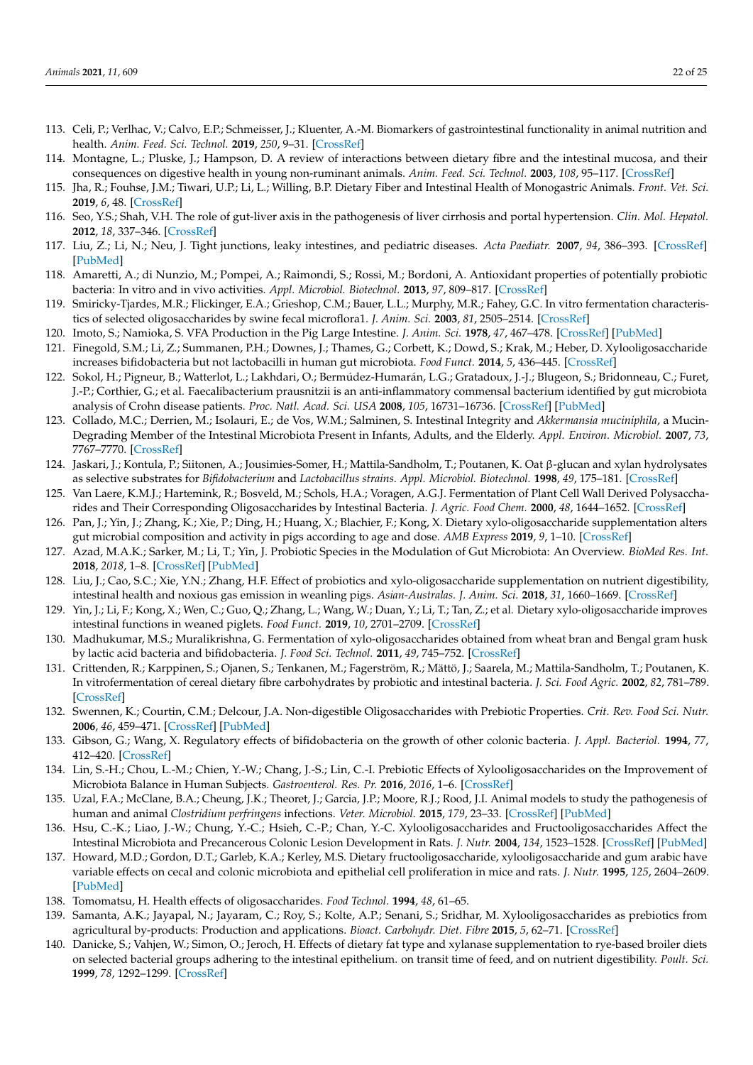113. Celi, P.; Verlhac, V.; Calvo, E.P.; Schmeisser, J.; Kluenter, A.-M. Biomarkers of gastrointestinal functionality in animal nutrition and health. *Anim. Feed. Sci. Technol.* **2019**, *250*, 9–31. [CrossRef]
114. Montagne, L.; Pluske, J.; Hampson, D. A review of interactions between dietary fibre and the intestinal mucosa, and their consequences on digestive health in young non-ruminant animals. *Anim. Feed. Sci. Technol.* **2003**, *108*, 95–117. [CrossRef]
115. Jha, R.; Fouhse, J.M.; Tiwari, U.P.; Li, L.; Willing, B.P. Dietary Fiber and Intestinal Health of Monogastric Animals. *Front. Vet. Sci.* **2019**, *6*, 48. [CrossRef]
116. Seo, Y.S.; Shah, V.H. The role of gut-liver axis in the pathogenesis of liver cirrhosis and portal hypertension. *Clin. Mol. Hepatol.* **2012**, *18*, 337–346. [CrossRef]
117. Liu, Z.; Li, N.; Neu, J. Tight junctions, leaky intestines, and pediatric diseases. *Acta Paediatr.* **2007**, *94*, 386–393. [CrossRef] [PubMed]
118. Amaretti, A.; di Nunzio, M.; Pompei, A.; Raimondi, S.; Rossi, M.; Bordoni, A. Antioxidant properties of potentially probiotic bacteria: In vitro and in vivo activities. *Appl. Microbiol. Biotechnol.* **2013**, *97*, 809–817. [CrossRef]
119. Smiricky-Tjardes, M.R.; Flickinger, E.A.; Grieshop, C.M.; Bauer, L.L.; Murphy, M.R.; Fahey, G.C. In vitro fermentation characteristics of selected oligosaccharides by swine fecal microflora1. *J. Anim. Sci.* **2003**, *81*, 2505–2514. [CrossRef]
120. Imoto, S.; Namioka, S. VFA Production in the Pig Large Intestine. *J. Anim. Sci.* **1978**, *47*, 467–478. [CrossRef] [PubMed]
121. Finegold, S.M.; Li, Z.; Summanen, P.H.; Downes, J.; Thames, G.; Corbett, K.; Dowd, S.; Krak, M.; Heber, D. Xylooligosaccharide increases bifidobacteria but not lactobacilli in human gut microbiota. *Food Funct.* **2014**, *5*, 436–445. [CrossRef]
122. Sokol, H.; Pigneur, B.; Watterlot, L.; Lakhdari, O.; Bermúdez-Humarán, L.G.; Gratadoux, J.-J.; Blugeon, S.; Bridonneau, C.; Furet, J.-P.; Corthier, G.; et al. Faecalibacterium prausnitzii is an anti-inflammatory commensal bacterium identified by gut microbiota analysis of Crohn disease patients. *Proc. Natl. Acad. Sci. USA* **2008**, *105*, 16731–16736. [CrossRef] [PubMed]
123. Collado, M.C.; Derrien, M.; Isolauri, E.; de Vos, W.M.; Salminen, S. Intestinal Integrity and *Akkermansia muciniphila*, a Mucin-Degrading Member of the Intestinal Microbiota Present in Infants, Adults, and the Elderly. *Appl. Environ. Microbiol.* **2007**, *73*, 7767–7770. [CrossRef]
124. Jaskari, J.; Kontula, P.; Siitonen, A.; Jousimies-Somer, H.; Mattila-Sandholm, T.; Poutanen, K. Oat β-glucan and xylan hydrolysates as selective substrates for *Bifidobacterium* and *Lactobacillus strains*. *Appl. Microbiol. Biotechnol.* **1998**, *49*, 175–181. [CrossRef]
125. Van Laere, K.M.J.; Hartemink, R.; Bosveld, M.; Schols, H.A.; Voragen, A.G.J. Fermentation of Plant Cell Wall Derived Polysaccharides and Their Corresponding Oligosaccharides by Intestinal Bacteria. *J. Agric. Food Chem.* **2000**, *48*, 1644–1652. [CrossRef]
126. Pan, J.; Yin, J.; Zhang, K.; Xie, P.; Ding, H.; Huang, X.; Blachier, F.; Kong, X. Dietary xylo-oligosaccharide supplementation alters gut microbial composition and activity in pigs according to age and dose. *AMB Express* **2019**, *9*, 1–10. [CrossRef]
127. Azad, M.A.K.; Sarker, M.; Li, T.; Yin, J. Probiotic Species in the Modulation of Gut Microbiota: An Overview. *BioMed Res. Int.* **2018**, *2018*, 1–8. [CrossRef] [PubMed]
128. Liu, J.; Cao, S.C.; Xie, Y.N.; Zhang, H.F. Effect of probiotics and xylo-oligosaccharide supplementation on nutrient digestibility, intestinal health and noxious gas emission in weanling pigs. *Asian-Australas. J. Anim. Sci.* **2018**, *31*, 1660–1669. [CrossRef]
129. Yin, J.; Li, F.; Kong, X.; Wen, C.; Guo, Q.; Zhang, L.; Wang, W.; Duan, Y.; Li, T.; Tan, Z.; et al. Dietary xylo-oligosaccharide improves intestinal functions in weaned piglets. *Food Funct.* **2019**, *10*, 2701–2709. [CrossRef]
130. Madhukumar, M.S.; Muralikrishna, G. Fermentation of xylo-oligosaccharides obtained from wheat bran and Bengal gram husk by lactic acid bacteria and bifidobacteria. *J. Food Sci. Technol.* **2011**, *49*, 745–752. [CrossRef]
131. Crittenden, R.; Karppinen, S.; Ojanen, S.; Tenkanen, M.; Fagerström, R.; Mättö, J.; Saarela, M.; Mattila-Sandholm, T.; Poutanen, K. In vitrofermentation of cereal dietary fibre carbohydrates by probiotic and intestinal bacteria. *J. Sci. Food Agric.* **2002**, *82*, 781–789. [CrossRef]
132. Swennen, K.; Courtin, C.M.; Delcour, J.A. Non-digestible Oligosaccharides with Prebiotic Properties. *Crit. Rev. Food Sci. Nutr.* **2006**, *46*, 459–471. [CrossRef] [PubMed]
133. Gibson, G.; Wang, X. Regulatory effects of bifidobacteria on the growth of other colonic bacteria. *J. Appl. Bacteriol.* **1994**, *77*, 412–420. [CrossRef]
134. Lin, S.-H.; Chou, L.-M.; Chien, Y.-W.; Chang, J.-S.; Lin, C.-I. Prebiotic Effects of Xylooligosaccharides on the Improvement of Microbiota Balance in Human Subjects. *Gastroenterol. Res. Pr.* **2016**, *2016*, 1–6. [CrossRef]
135. Uzal, F.A.; McClane, B.A.; Cheung, J.K.; Theoret, J.; Garcia, J.P.; Moore, R.J.; Rood, J.I. Animal models to study the pathogenesis of human and animal *Clostridium perfringens* infections. *Veter. Microbiol.* **2015**, *179*, 23–33. [CrossRef] [PubMed]
136. Hsu, C.-K.; Liao, J.-W.; Chung, Y.-C.; Hsieh, C.-P.; Chan, Y.-C. Xylooligosaccharides and Fructooligosaccharides Affect the Intestinal Microbiota and Precancerous Colonic Lesion Development in Rats. *J. Nutr.* **2004**, *134*, 1523–1528. [CrossRef] [PubMed]
137. Howard, M.D.; Gordon, D.T.; Garleb, K.A.; Kerley, M.S. Dietary fructooligosaccharide, xylooligosaccharide and gum arabic have variable effects on cecal and colonic microbiota and epithelial cell proliferation in mice and rats. *J. Nutr.* **1995**, *125*, 2604–2609. [PubMed]
138. Tomomatsu, H. Health effects of oligosaccharides. *Food Technol.* **1994**, *48*, 61–65.
139. Samanta, A.K.; Jayapal, N.; Jayaram, C.; Roy, S.; Kolte, A.P.; Senani, S.; Sridhar, M. Xylooligosaccharides as prebiotics from agricultural by-products: Production and applications. *Bioact. Carbohydr. Diet. Fibre* **2015**, *5*, 62–71. [CrossRef]
140. Danicke, S.; Vahjen, W.; Simon, O.; Jeroch, H. Effects of dietary fat type and xylanase supplementation to rye-based broiler diets on selected bacterial groups adhering to the intestinal epithelium. on transit time of feed, and on nutrient digestibility. *Poult. Sci.* **1999**, *78*, 1292–1299. [CrossRef]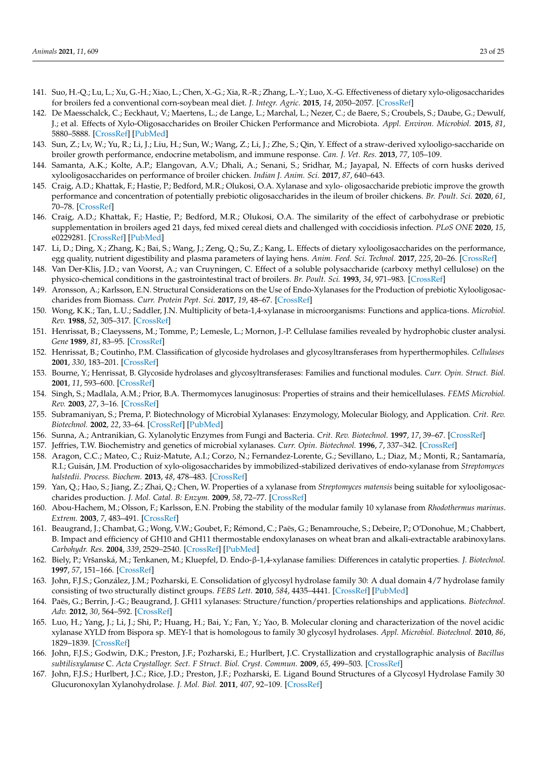141. Suo, H.-Q.; Lu, L.; Xu, G.-H.; Xiao, L.; Chen, X.-G.; Xia, R.-R.; Zhang, L.-Y.; Luo, X.-G. Effectiveness of dietary xylo-oligosaccharides for broilers fed a conventional corn-soybean meal diet. *J. Integr. Agric.* **2015**, *14*, 2050–2057. [CrossRef]
142. De Maesschalck, C.; Eeckhaut, V.; Maertens, L.; de Lange, L.; Marchal, L.; Nezer, C.; de Baere, S.; Croubels, S.; Daube, G.; Dewulf, J.; et al. Effects of Xylo-Oligosaccharides on Broiler Chicken Performance and Microbiota. *Appl. Environ. Microbiol.* **2015**, *81*, 5880–5888. [CrossRef] [PubMed]
143. Sun, Z.; Lv, W.; Yu, R.; Li, J.; Liu, H.; Sun, W.; Wang, Z.; Li, J.; Zhe, S.; Qin, Y. Effect of a straw-derived xylooligo-saccharide on broiler growth performance, endocrine metabolism, and immune response. *Can. J. Vet. Res.* **2013**, *77*, 105–109.
144. Samanta, A.K.; Kolte, A.P.; Elangovan, A.V.; Dhali, A.; Senani, S.; Sridhar, M.; Jayapal, N. Effects of corn husks derived xylooligosaccharides on performance of broiler chicken. *Indian J. Anim. Sci.* **2017**, *87*, 640–643.
145. Craig, A.D.; Khattak, F.; Hastie, P.; Bedford, M.R.; Olukosi, O.A. Xylanase and xylo- oligosaccharide prebiotic improve the growth performance and concentration of potentially prebiotic oligosaccharides in the ileum of broiler chickens. *Br. Poult. Sci.* **2020**, *61*, 70–78. [CrossRef]
146. Craig, A.D.; Khattak, F.; Hastie, P.; Bedford, M.R.; Olukosi, O.A. The similarity of the effect of carbohydrase or prebiotic supplementation in broilers aged 21 days, fed mixed cereal diets and challenged with coccidiosis infection. *PLoS ONE* **2020**, *15*, e0229281. [CrossRef] [PubMed]
147. Li, D.; Ding, X.; Zhang, K.; Bai, S.; Wang, J.; Zeng, Q.; Su, Z.; Kang, L. Effects of dietary xylooligosaccharides on the performance, egg quality, nutrient digestibility and plasma parameters of laying hens. *Anim. Feed. Sci. Technol.* **2017**, *225*, 20–26. [CrossRef]
148. Van Der-Klis, J.D.; van Voorst, A.; van Cruyningen, C. Effect of a soluble polysaccharide (carboxy methyl cellulose) on the physico-chemical conditions in the gastrointestinal tract of broilers. *Br. Poult. Sci.* **1993**, *34*, 971–983. [CrossRef]
149. Aronsson, A.; Karlsson, E.N. Structural Considerations on the Use of Endo-Xylanases for the Production of prebiotic Xylooligosaccharides from Biomass. *Curr. Protein Pept. Sci.* **2017**, *19*, 48–67. [CrossRef]
150. Wong, K.K.; Tan, L.U.; Saddler, J.N. Multiplicity of beta-1,4-xylanase in microorganisms: Functions and applica-tions. *Microbiol. Rev.* **1988**, *52*, 305–317. [CrossRef]
151. Henrissat, B.; Claeyssens, M.; Tomme, P.; Lemesle, L.; Mornon, J.-P. Cellulase families revealed by hydrophobic cluster analysi. *Gene* **1989**, *81*, 83–95. [CrossRef]
152. Henrissat, B.; Coutinho, P.M. Classification of glycoside hydrolases and glycosyltransferases from hyperthermophiles. *Cellulases* **2001**, *330*, 183–201. [CrossRef]
153. Bourne, Y.; Henrissat, B. Glycoside hydrolases and glycosyltransferases: Families and functional modules. *Curr. Opin. Struct. Biol.* **2001**, *11*, 593–600. [CrossRef]
154. Singh, S.; Madlala, A.M.; Prior, B.A. Thermomyces lanuginosus: Properties of strains and their hemicellulases. *FEMS Microbiol. Rev.* **2003**, *27*, 3–16. [CrossRef]
155. Subramaniyan, S.; Prema, P. Biotechnology of Microbial Xylanases: Enzymology, Molecular Biology, and Application. *Crit. Rev. Biotechnol.* **2002**, *22*, 33–64. [CrossRef] [PubMed]
156. Sunna, A.; Antranikian, G. Xylanolytic Enzymes from Fungi and Bacteria. *Crit. Rev. Biotechnol.* **1997**, *17*, 39–67. [CrossRef]
157. Jeffries, T.W. Biochemistry and genetics of microbial xylanases. *Curr. Opin. Biotechnol.* **1996**, *7*, 337–342. [CrossRef]
158. Aragon, C.C.; Mateo, C.; Ruiz-Matute, A.I.; Corzo, N.; Fernandez-Lorente, G.; Sevillano, L.; Diaz, M.; Monti, R.; Santamaría, R.I.; Guisán, J.M. Production of xylo-oligosaccharides by immobilized-stabilized derivatives of endo-xylanase from *Streptomyces halstedii*. *Process. Biochem.* **2013**, *48*, 478–483. [CrossRef]
159. Yan, Q.; Hao, S.; Jiang, Z.; Zhai, Q.; Chen, W. Properties of a xylanase from *Streptomyces matensis* being suitable for xylooligosaccharides production. *J. Mol. Catal. B: Enzym.* **2009**, *58*, 72–77. [CrossRef]
160. Abou-Hachem, M.; Olsson, F.; Karlsson, E.N. Probing the stability of the modular family 10 xylanase from *Rhodothermus marinus*. *Extrem.* **2003**, *7*, 483–491. [CrossRef]
161. Beaugrand, J.; Chambat, G.; Wong, V.W.; Goubet, F.; Rémond, C.; Paës, G.; Benamrouche, S.; Debeire, P.; O'Donohue, M.; Chabbert, B. Impact and efficiency of GH10 and GH11 thermostable endoxylanases on wheat bran and alkali-extractable arabinoxylans. *Carbohydr. Res.* **2004**, *339*, 2529–2540. [CrossRef] [PubMed]
162. Biely, P.; Vršanská, M.; Tenkanen, M.; Kluepfel, D. Endo-β-1,4-xylanase families: Differences in catalytic properties. *J. Biotechnol.* **1997**, *57*, 151–166. [CrossRef]
163. John, F.J.S.; González, J.M.; Pozharski, E. Consolidation of glycosyl hydrolase family 30: A dual domain 4/7 hydrolase family consisting of two structurally distinct groups. *FEBS Lett.* **2010**, *584*, 4435–4441. [CrossRef] [PubMed]
164. Paës, G.; Berrin, J.-G.; Beaugrand, J. GH11 xylanases: Structure/function/properties relationships and applications. *Biotechnol. Adv.* **2012**, *30*, 564–592. [CrossRef]
165. Luo, H.; Yang, J.; Li, J.; Shi, P.; Huang, H.; Bai, Y.; Fan, Y.; Yao, B. Molecular cloning and characterization of the novel acidic xylanase XYLD from Bispora sp. MEY-1 that is homologous to family 30 glycosyl hydrolases. *Appl. Microbiol. Biotechnol.* **2010**, *86*, 1829–1839. [CrossRef]
166. John, F.J.S.; Godwin, D.K.; Preston, J.F.; Pozharski, E.; Hurlbert, J.C. Crystallization and crystallographic analysis of *Bacillus subtilisxylanase* C. *Acta Crystallogr. Sect. F Struct. Biol. Cryst. Commun.* **2009**, *65*, 499–503. [CrossRef]
167. John, F.J.S.; Hurlbert, J.C.; Rice, J.D.; Preston, J.F.; Pozharski, E. Ligand Bound Structures of a Glycosyl Hydrolase Family 30 Glucuronoxylan Xylanohydrolase. *J. Mol. Biol.* **2011**, *407*, 92–109. [CrossRef]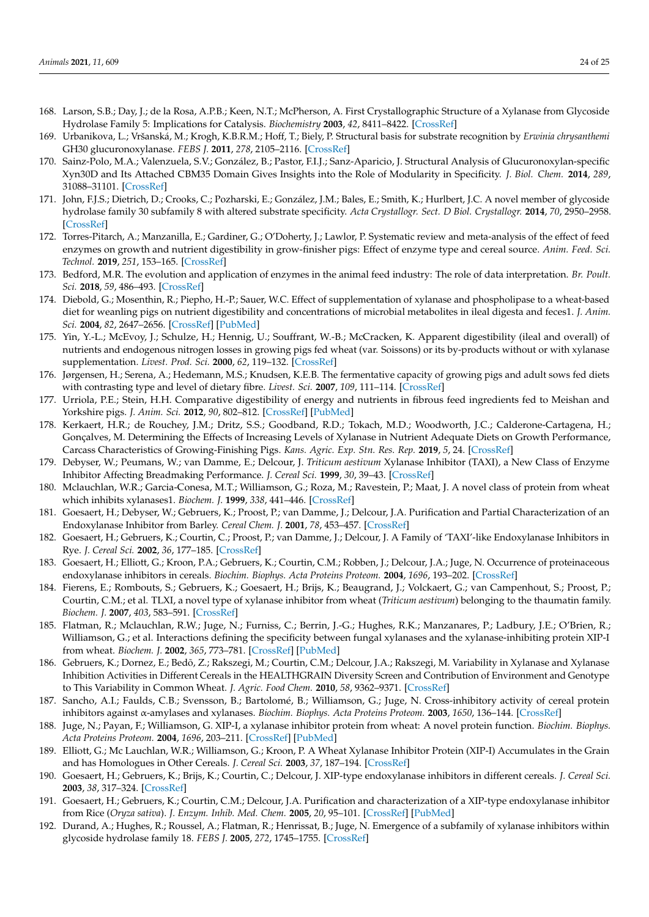168. Larson, S.B.; Day, J.; de la Rosa, A.P.B.; Keen, N.T.; McPherson, A. First Crystallographic Structure of a Xylanase from Glycoside Hydrolase Family 5: Implications for Catalysis. *Biochemistry* **2003**, *42*, 8411–8422. [CrossRef]
169. Urbanikova, L.; Vršanská, M.; Krogh, K.B.R.M.; Hoff, T.; Biely, P. Structural basis for substrate recognition by *Erwinia chrysanthemi* GH30 glucuronoxylanase. *FEBS J.* **2011**, *278*, 2105–2116. [CrossRef]
170. Sainz-Polo, M.A.; Valenzuela, S.V.; González, B.; Pastor, F.I.J.; Sanz-Aparicio, J. Structural Analysis of Glucuronoxylan-specific Xyn30D and Its Attached CBM35 Domain Gives Insights into the Role of Modularity in Specificity. *J. Biol. Chem.* **2014**, *289*, 31088–31101. [CrossRef]
171. John, F.J.S.; Dietrich, D.; Crooks, C.; Pozharski, E.; González, J.M.; Bales, E.; Smith, K.; Hurlbert, J.C. A novel member of glycoside hydrolase family 30 subfamily 8 with altered substrate specificity. *Acta Crystallogr. Sect. D Biol. Crystallogr.* **2014**, *70*, 2950–2958. [CrossRef]
172. Torres-Pitarch, A.; Manzanilla, E.; Gardiner, G.; O'Doherty, J.; Lawlor, P. Systematic review and meta-analysis of the effect of feed enzymes on growth and nutrient digestibility in grow-finisher pigs: Effect of enzyme type and cereal source. *Anim. Feed. Sci. Technol.* **2019**, *251*, 153–165. [CrossRef]
173. Bedford, M.R. The evolution and application of enzymes in the animal feed industry: The role of data interpretation. *Br. Poult. Sci.* **2018**, *59*, 486–493. [CrossRef]
174. Diebold, G.; Mosenthin, R.; Piepho, H.-P.; Sauer, W.C. Effect of supplementation of xylanase and phospholipase to a wheat-based diet for weanling pigs on nutrient digestibility and concentrations of microbial metabolites in ileal digesta and feces1. *J. Anim. Sci.* **2004**, *82*, 2647–2656. [CrossRef] [PubMed]
175. Yin, Y.-L.; McEvoy, J.; Schulze, H.; Hennig, U.; Souffrant, W.-B.; McCracken, K. Apparent digestibility (ileal and overall) of nutrients and endogenous nitrogen losses in growing pigs fed wheat (var. Soissons) or its by-products without or with xylanase supplementation. *Livest. Prod. Sci.* **2000**, *62*, 119–132. [CrossRef]
176. Jørgensen, H.; Serena, A.; Hedemann, M.S.; Knudsen, K.E.B. The fermentative capacity of growing pigs and adult sows fed diets with contrasting type and level of dietary fibre. *Livest. Sci.* **2007**, *109*, 111–114. [CrossRef]
177. Urriola, P.E.; Stein, H.H. Comparative digestibility of energy and nutrients in fibrous feed ingredients fed to Meishan and Yorkshire pigs. *J. Anim. Sci.* **2012**, *90*, 802–812. [CrossRef] [PubMed]
178. Kerkaert, H.R.; de Rouchey, J.M.; Dritz, S.S.; Goodband, R.D.; Tokach, M.D.; Woodworth, J.C.; Calderone-Cartagena, H.; Gonçalves, M. Determining the Effects of Increasing Levels of Xylanase in Nutrient Adequate Diets on Growth Performance, Carcass Characteristics of Growing-Finishing Pigs. *Kans. Agric. Exp. Stn. Res. Rep.* **2019**, *5*, 24. [CrossRef]
179. Debyser, W.; Peumans, W.; van Damme, E.; Delcour, J. *Triticum aestivum* Xylanase Inhibitor (TAXI), a New Class of Enzyme Inhibitor Affecting Breadmaking Performance. *J. Cereal Sci.* **1999**, *30*, 39–43. [CrossRef]
180. Mclauchlan, W.R.; Garcia-Conesa, M.T.; Williamson, G.; Roza, M.; Ravestein, P.; Maat, J. A novel class of protein from wheat which inhibits xylanases1. *Biochem. J.* **1999**, *338*, 441–446. [CrossRef]
181. Goesaert, H.; Debyser, W.; Gebruers, K.; Proost, P.; van Damme, J.; Delcour, J.A. Purification and Partial Characterization of an Endoxylanase Inhibitor from Barley. *Cereal Chem. J.* **2001**, *78*, 453–457. [CrossRef]
182. Goesaert, H.; Gebruers, K.; Courtin, C.; Proost, P.; van Damme, J.; Delcour, J. A Family of 'TAXI'-like Endoxylanase Inhibitors in Rye. *J. Cereal Sci.* **2002**, *36*, 177–185. [CrossRef]
183. Goesaert, H.; Elliott, G.; Kroon, P.A.; Gebruers, K.; Courtin, C.M.; Robben, J.; Delcour, J.A.; Juge, N. Occurrence of proteinaceous endoxylanase inhibitors in cereals. *Biochim. Biophys. Acta Proteins Proteom.* **2004**, *1696*, 193–202. [CrossRef]
184. Fierens, E.; Rombouts, S.; Gebruers, K.; Goesaert, H.; Brijs, K.; Beaugrand, J.; Volckaert, G.; van Campenhout, S.; Proost, P.; Courtin, C.M.; et al. TLXI, a novel type of xylanase inhibitor from wheat (*Triticum aestivum*) belonging to the thaumatin family. *Biochem. J.* **2007**, *403*, 583–591. [CrossRef]
185. Flatman, R.; Mclauchlan, R.W.; Juge, N.; Furniss, C.; Berrin, J.-G.; Hughes, R.K.; Manzanares, P.; Ladbury, J.E.; O'Brien, R.; Williamson, G.; et al. Interactions defining the specificity between fungal xylanases and the xylanase-inhibiting protein XIP-I from wheat. *Biochem. J.* **2002**, *365*, 773–781. [CrossRef] [PubMed]
186. Gebruers, K.; Dornez, E.; Bedõ, Z.; Rakszegi, M.; Courtin, C.M.; Delcour, J.A.; Rakszegi, M. Variability in Xylanase and Xylanase Inhibition Activities in Different Cereals in the HEALTHGRAIN Diversity Screen and Contribution of Environment and Genotype to This Variability in Common Wheat. *J. Agric. Food Chem.* **2010**, *58*, 9362–9371. [CrossRef]
187. Sancho, A.I.; Faulds, C.B.; Svensson, B.; Bartolomé, B.; Williamson, G.; Juge, N. Cross-inhibitory activity of cereal protein inhibitors against α-amylases and xylanases. *Biochim. Biophys. Acta Proteins Proteom.* **2003**, *1650*, 136–144. [CrossRef]
188. Juge, N.; Payan, F.; Williamson, G. XIP-I, a xylanase inhibitor protein from wheat: A novel protein function. *Biochim. Biophys. Acta Proteins Proteom.* **2004**, *1696*, 203–211. [CrossRef] [PubMed]
189. Elliott, G.; Mc Lauchlan, W.R.; Williamson, G.; Kroon, P. A Wheat Xylanase Inhibitor Protein (XIP-I) Accumulates in the Grain and has Homologues in Other Cereals. *J. Cereal Sci.* **2003**, *37*, 187–194. [CrossRef]
190. Goesaert, H.; Gebruers, K.; Brijs, K.; Courtin, C.; Delcour, J. XIP-type endoxylanase inhibitors in different cereals. *J. Cereal Sci.* **2003**, *38*, 317–324. [CrossRef]
191. Goesaert, H.; Gebruers, K.; Courtin, C.M.; Delcour, J.A. Purification and characterization of a XIP-type endoxylanase inhibitor from Rice (*Oryza sativa*). *J. Enzym. Inhib. Med. Chem.* **2005**, *20*, 95–101. [CrossRef] [PubMed]
192. Durand, A.; Hughes, R.; Roussel, A.; Flatman, R.; Henrissat, B.; Juge, N. Emergence of a subfamily of xylanase inhibitors within glycoside hydrolase family 18. *FEBS J.* **2005**, *272*, 1745–1755. [CrossRef]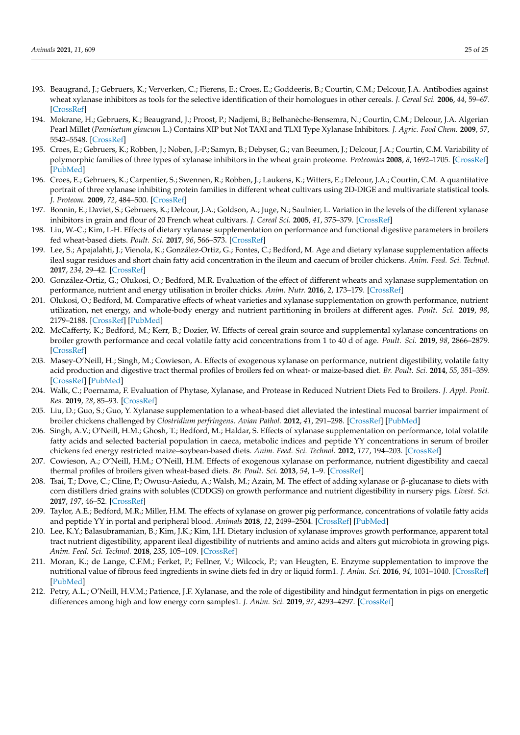193. Beaugrand, J.; Gebruers, K.; Ververken, C.; Fierens, E.; Croes, E.; Goddeeris, B.; Courtin, C.M.; Delcour, J.A. Antibodies against wheat xylanase inhibitors as tools for the selective identification of their homologues in other cereals. *J. Cereal Sci.* **2006**, *44*, 59–67. [CrossRef]
194. Mokrane, H.; Gebruers, K.; Beaugrand, J.; Proost, P.; Nadjemi, B.; Belhanèche-Bensemra, N.; Courtin, C.M.; Delcour, J.A. Algerian Pearl Millet (*Pennisetum glaucum* L.) Contains XIP but Not TAXI and TLXI Type Xylanase Inhibitors. *J. Agric. Food Chem.* **2009**, *57*, 5542–5548. [CrossRef]
195. Croes, E.; Gebruers, K.; Robben, J.; Noben, J.-P.; Samyn, B.; Debyser, G.; van Beeumen, J.; Delcour, J.A.; Courtin, C.M. Variability of polymorphic families of three types of xylanase inhibitors in the wheat grain proteome. *Proteomics* **2008**, *8*, 1692–1705. [CrossRef] [PubMed]
196. Croes, E.; Gebruers, K.; Carpentier, S.; Swennen, R.; Robben, J.; Laukens, K.; Witters, E.; Delcour, J.A.; Courtin, C.M. A quantitative portrait of three xylanase inhibiting protein families in different wheat cultivars using 2D-DIGE and multivariate statistical tools. *J. Proteom.* **2009**, *72*, 484–500. [CrossRef]
197. Bonnin, E.; Daviet, S.; Gebruers, K.; Delcour, J.A.; Goldson, A.; Juge, N.; Saulnier, L. Variation in the levels of the different xylanase inhibitors in grain and flour of 20 French wheat cultivars. *J. Cereal Sci.* **2005**, *41*, 375–379. [CrossRef]
198. Liu, W.-C.; Kim, I.-H. Effects of dietary xylanase supplementation on performance and functional digestive parameters in broilers fed wheat-based diets. *Poult. Sci.* **2017**, *96*, 566–573. [CrossRef]
199. Lee, S.; Apajalahti, J.; Vienola, K.; González-Ortiz, G.; Fontes, C.; Bedford, M. Age and dietary xylanase supplementation affects ileal sugar residues and short chain fatty acid concentration in the ileum and caecum of broiler chickens. *Anim. Feed. Sci. Technol.* **2017**, *234*, 29–42. [CrossRef]
200. González-Ortiz, G.; Olukosi, O.; Bedford, M.R. Evaluation of the effect of different wheats and xylanase supplementation on performance, nutrient and energy utilisation in broiler chicks. *Anim. Nutr.* **2016**, *2*, 173–179. [CrossRef]
201. Olukosi, O.; Bedford, M. Comparative effects of wheat varieties and xylanase supplementation on growth performance, nutrient utilization, net energy, and whole-body energy and nutrient partitioning in broilers at different ages. *Poult. Sci.* **2019**, *98*, 2179–2188. [CrossRef] [PubMed]
202. McCafferty, K.; Bedford, M.; Kerr, B.; Dozier, W. Effects of cereal grain source and supplemental xylanase concentrations on broiler growth performance and cecal volatile fatty acid concentrations from 1 to 40 d of age. *Poult. Sci.* **2019**, *98*, 2866–2879. [CrossRef]
203. Masey-O'Neill, H.; Singh, M.; Cowieson, A. Effects of exogenous xylanase on performance, nutrient digestibility, volatile fatty acid production and digestive tract thermal profiles of broilers fed on wheat- or maize-based diet. *Br. Poult. Sci.* **2014**, *55*, 351–359. [CrossRef] [PubMed]
204. Walk, C.; Poernama, F. Evaluation of Phytase, Xylanase, and Protease in Reduced Nutrient Diets Fed to Broilers. *J. Appl. Poult. Res.* **2019**, *28*, 85–93. [CrossRef]
205. Liu, D.; Guo, S.; Guo, Y. Xylanase supplementation to a wheat-based diet alleviated the intestinal mucosal barrier impairment of broiler chickens challenged by *Clostridium perfringens*. *Avian Pathol.* **2012**, *41*, 291–298. [CrossRef] [PubMed]
206. Singh, A.V.; O'Neill, H.M.; Ghosh, T.; Bedford, M.; Haldar, S. Effects of xylanase supplementation on performance, total volatile fatty acids and selected bacterial population in caeca, metabolic indices and peptide YY concentrations in serum of broiler chickens fed energy restricted maize–soybean-based diets. *Anim. Feed. Sci. Technol.* **2012**, *177*, 194–203. [CrossRef]
207. Cowieson, A.; O'Neill, H.M.; O'Neill, H.M. Effects of exogenous xylanase on performance, nutrient digestibility and caecal thermal profiles of broilers given wheat-based diets. *Br. Poult. Sci.* **2013**, *54*, 1–9. [CrossRef]
208. Tsai, T.; Dove, C.; Cline, P.; Owusu-Asiedu, A.; Walsh, M.; Azain, M. The effect of adding xylanase or β-glucanase to diets with corn distillers dried grains with solubles (CDDGS) on growth performance and nutrient digestibility in nursery pigs. *Livest. Sci.* **2017**, *197*, 46–52. [CrossRef]
209. Taylor, A.E.; Bedford, M.R.; Miller, H.M. The effects of xylanase on grower pig performance, concentrations of volatile fatty acids and peptide YY in portal and peripheral blood. *Animals* **2018**, *12*, 2499–2504. [CrossRef] [PubMed]
210. Lee, K.Y.; Balasubramanian, B.; Kim, J.K.; Kim, I.H. Dietary inclusion of xylanase improves growth performance, apparent total tract nutrient digestibility, apparent ileal digestibility of nutrients and amino acids and alters gut microbiota in growing pigs. *Anim. Feed. Sci. Technol.* **2018**, *235*, 105–109. [CrossRef]
211. Moran, K.; de Lange, C.F.M.; Ferket, P.; Fellner, V.; Wilcock, P.; van Heugten, E. Enzyme supplementation to improve the nutritional value of fibrous feed ingredients in swine diets fed in dry or liquid form1. *J. Anim. Sci.* **2016**, *94*, 1031–1040. [CrossRef] [PubMed]
212. Petry, A.L.; O'Neill, H.V.M.; Patience, J.F. Xylanase, and the role of digestibility and hindgut fermentation in pigs on energetic differences among high and low energy corn samples1. *J. Anim. Sci.* **2019**, *97*, 4293–4297. [CrossRef]